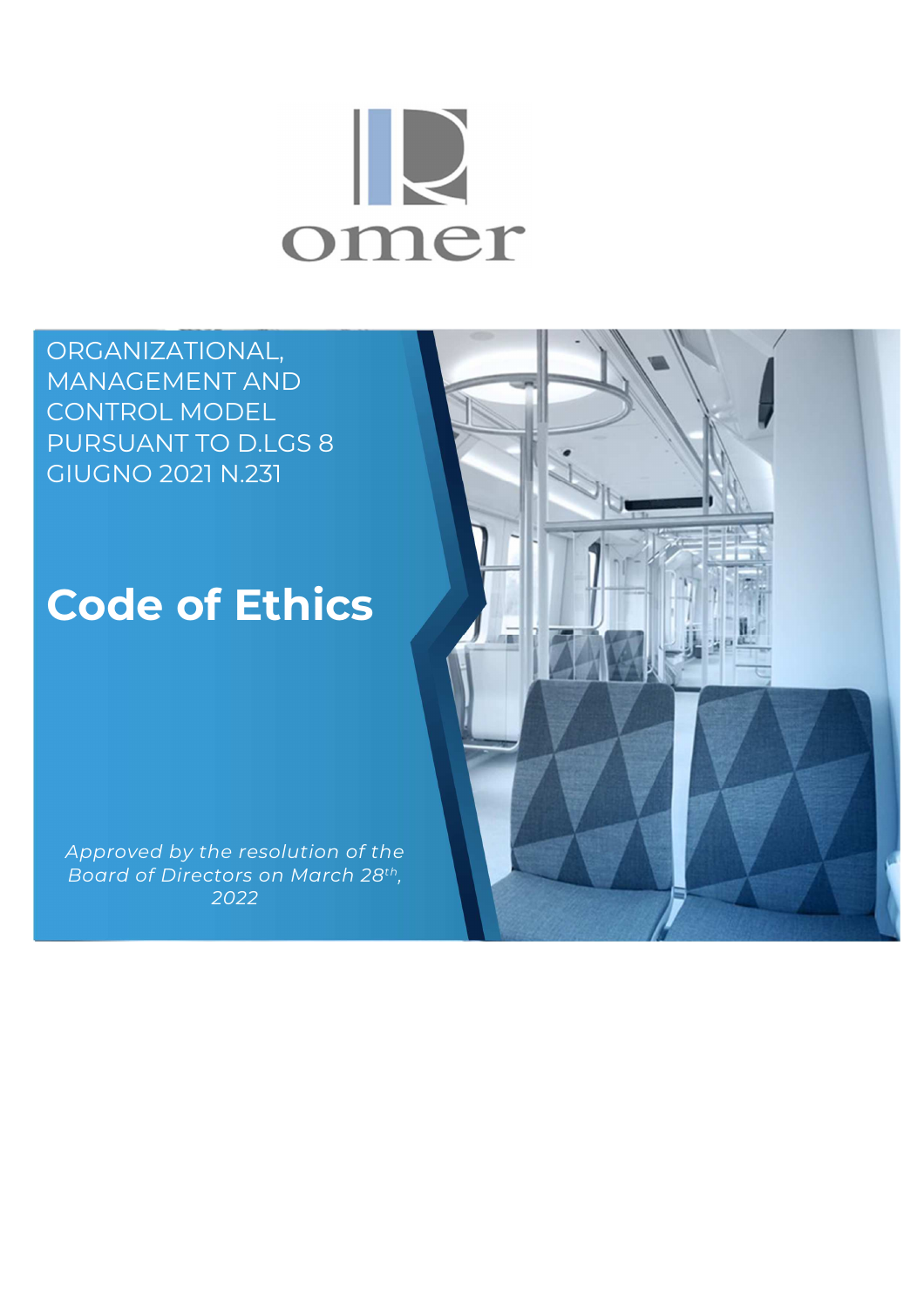omer

ORGANIZATIONAL, MANAGEMENT AND CONTROL MODEL PURSUANT TO D.LGS 8 GIUGNO 2021 N.231

# Code of Ethics

*Approved by the resolution of the Board of Directors on March 28th, 2022*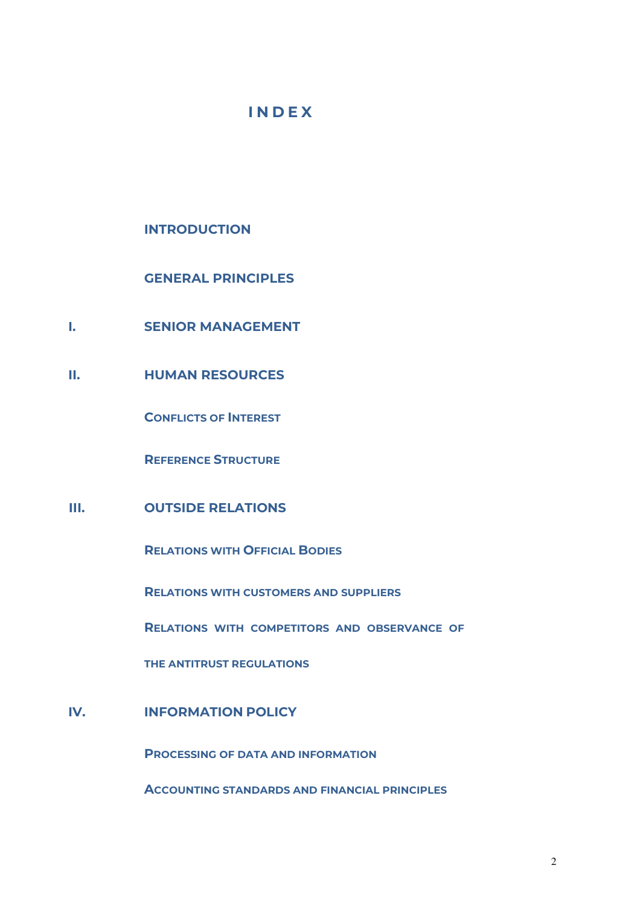# INDEX

**INTRODUCTION**

**GENERAL PRINCIPLES**

**I. SENIOR MANAGEMENT**

**II. HUMAN RESOURCES**

**CONFLICTS OF INTEREST**

**REFERENCE STRUCTURE**

**III. OUTSIDE RELATIONS**

**RELATIONS WITH OFFICIAL BODIES**

**RELATIONS WITH CUSTOMERS AND SUPPLIERS**

**RELATIONS WITH COMPETITORS AND OBSERVANCE OF THE ANTITRUST REGULATIONS**

**IV. INFORMATION POLICY**

**PROCESSING OF DATA AND INFORMATION**

**ACCOUNTING STANDARDS AND FINANCIAL PRINCIPLES**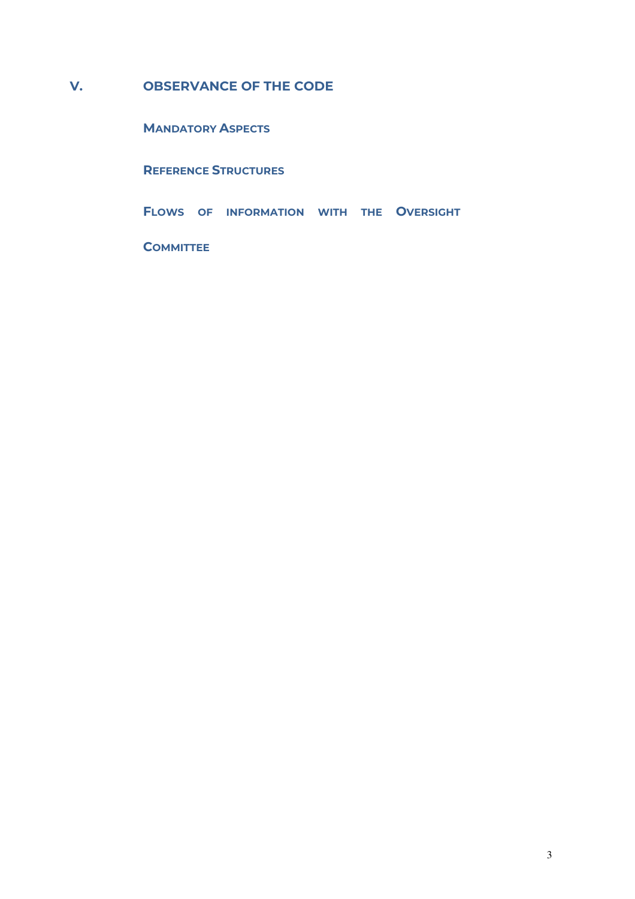# V. OBSERVANCE OF THE CODE

## Mandatory Aspects

## Reference Structures

## Flows of information with the Oversight Committee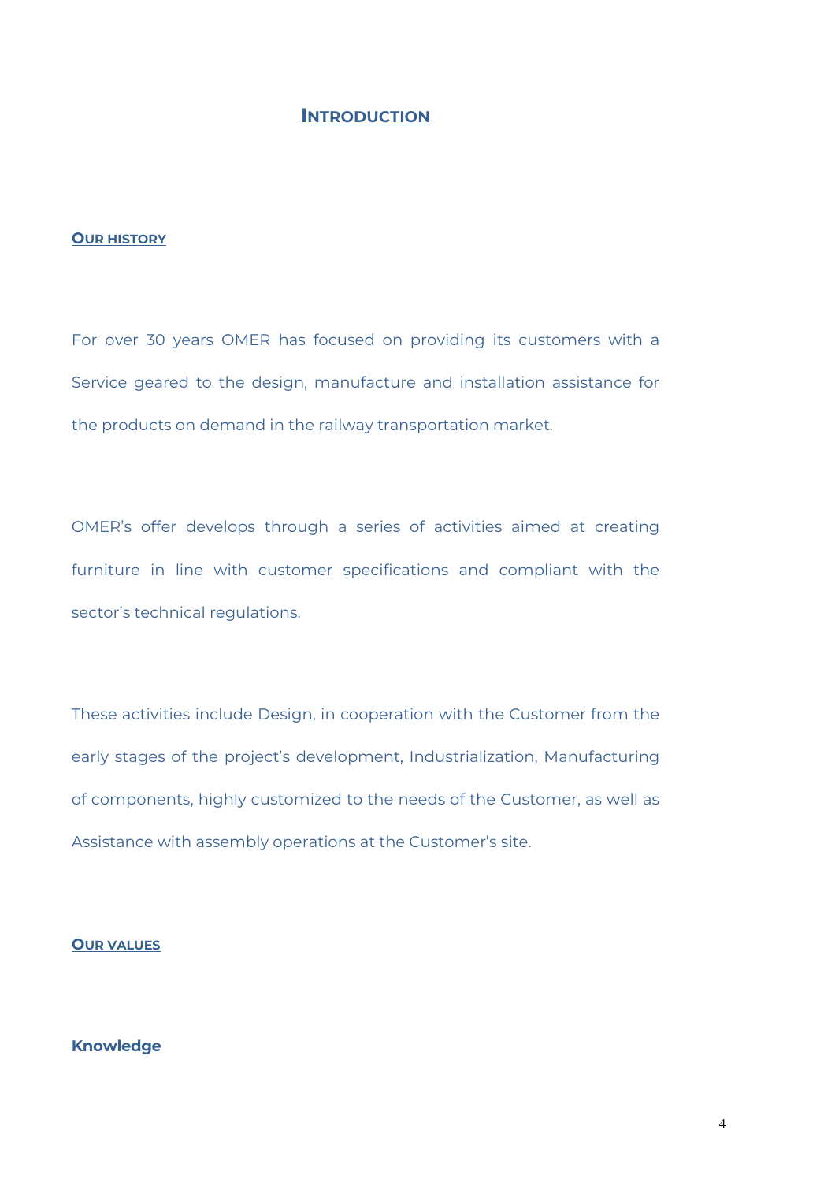# INTRODUCTION

## OUR HISTORY

For over 30 years OMER has focused on providing its customers with a Service geared to the design, manufacture and installation assistance for the products on demand in the railway transportation market.

OMER's offer develops through a series of activities aimed at creating furniture in line with customer specifications and compliant with the sector's technical regulations.

These activities include Design, in cooperation with the Customer from the early stages of the project's development, Industrialization, Manufacturing of components, highly customized to the needs of the Customer, as well as Assistance with assembly operations at the Customer's site.

## OUR VALUES

### Knowledge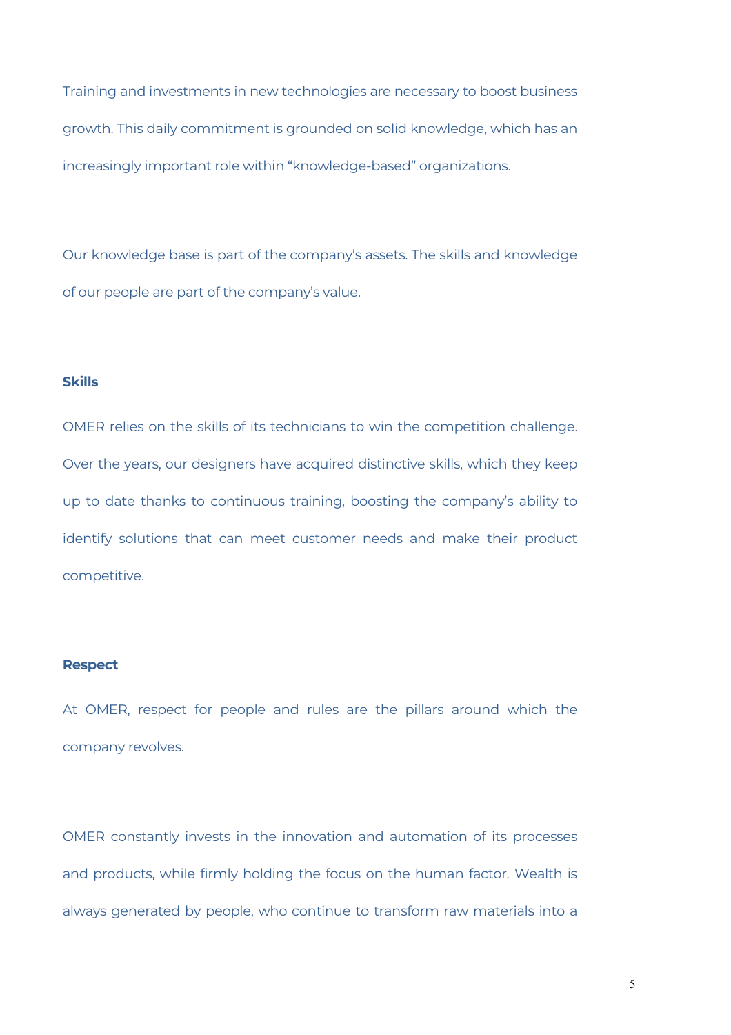Training and investments in new technologies are necessary to boost business growth. This daily commitment is grounded on solid knowledge, which has an increasingly important role within "knowledge-based" organizations.

Our knowledge base is part of the company's assets. The skills and knowledge of our people are part of the company's value.

**Skills**

OMER relies on the skills of its technicians to win the competition challenge. Over the years, our designers have acquired distinctive skills, which they keep up to date thanks to continuous training, boosting the company's ability to identify solutions that can meet customer needs and make their product competitive.

**Respect**

At OMER, respect for people and rules are the pillars around which the company revolves.

OMER constantly invests in the innovation and automation of its processes and products, while firmly holding the focus on the human factor. Wealth is always generated by people, who continue to transform raw materials into a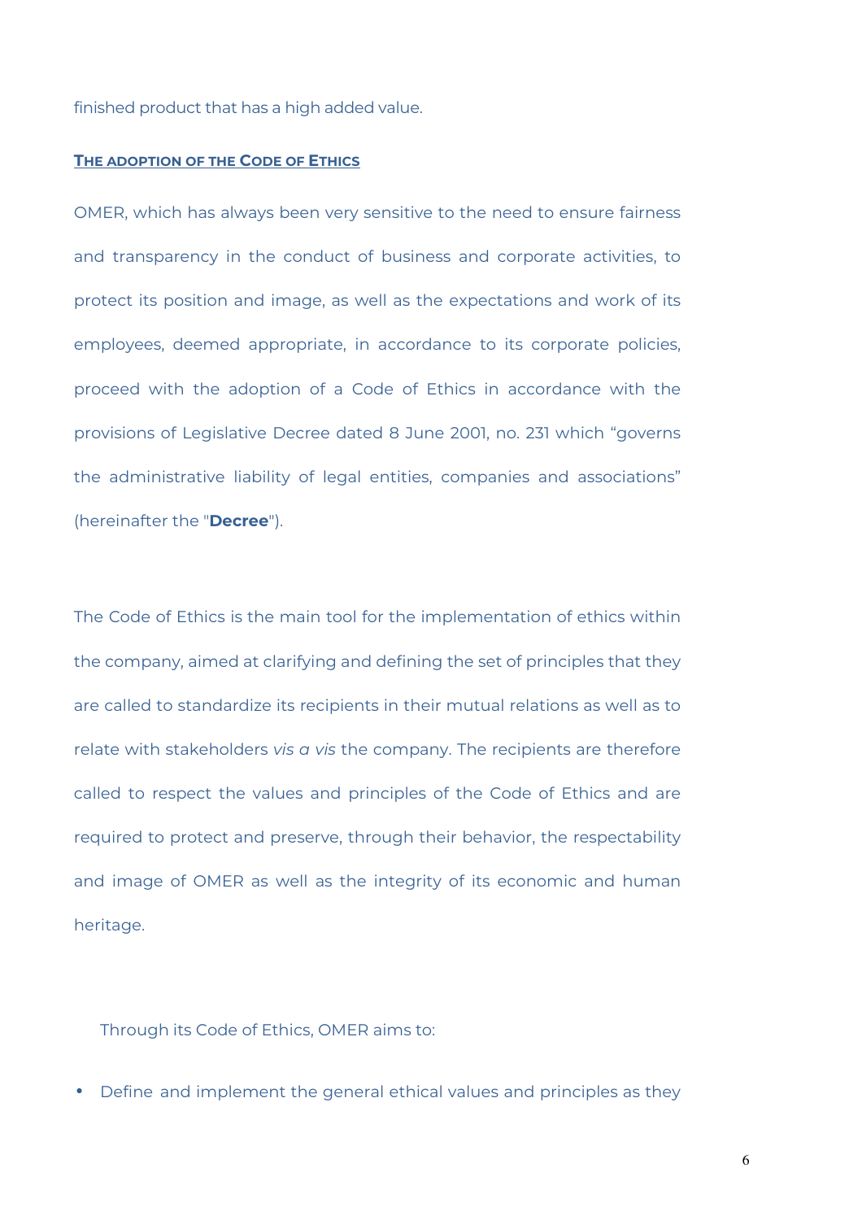finished product that has a high added value.

## THE ADOPTION OF THE CODE OF ETHICS

OMER, which has always been very sensitive to the need to ensure fairness and transparency in the conduct of business and corporate activities, to protect its position and image, as well as the expectations and work of its employees, deemed appropriate, in accordance to its corporate policies, proceed with the adoption of a Code of Ethics in accordance with the provisions of Legislative Decree dated 8 June 2001, no. 231 which "governs the administrative liability of legal entities, companies and associations" (hereinafter the "**Decree**").

The Code of Ethics is the main tool for the implementation of ethics within the company, aimed at clarifying and defining the set of principles that they are called to standardize its recipients in their mutual relations as well as to relate with stakeholders *vis a vis* the company. The recipients are therefore called to respect the values and principles of the Code of Ethics and are required to protect and preserve, through their behavior, the respectability and image of OMER as well as the integrity of its economic and human heritage.

Through its Code of Ethics, OMER aims to:

- Define and implement the general ethical values and principles as they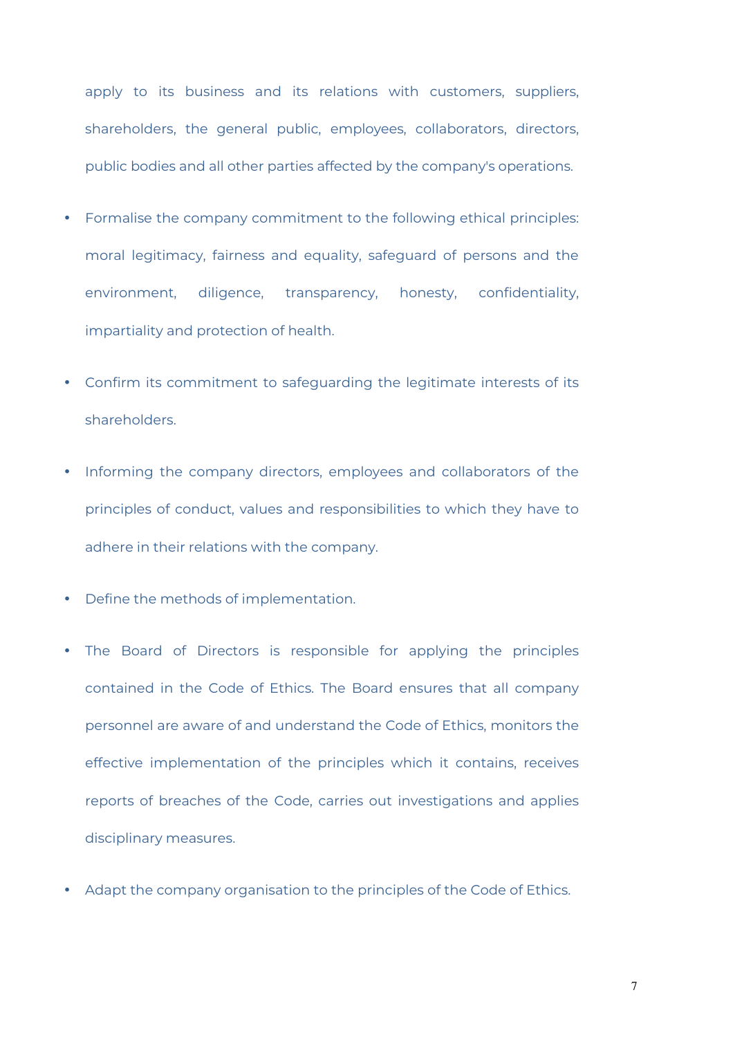apply to its business and its relations with customers, suppliers, shareholders, the general public, employees, collaborators, directors, public bodies and all other parties affected by the company's operations.

- Formalise the company commitment to the following ethical principles: moral legitimacy, fairness and equality, safeguard of persons and the environment, diligence, transparency, honesty, confidentiality, impartiality and protection of health.
- Confirm its commitment to safeguarding the legitimate interests of its shareholders.
- Informing the company directors, employees and collaborators of the principles of conduct, values and responsibilities to which they have to adhere in their relations with the company.
- Define the methods of implementation.
- The Board of Directors is responsible for applying the principles contained in the Code of Ethics. The Board ensures that all company personnel are aware of and understand the Code of Ethics, monitors the effective implementation of the principles which it contains, receives reports of breaches of the Code, carries out investigations and applies disciplinary measures.
- Adapt the company organisation to the principles of the Code of Ethics.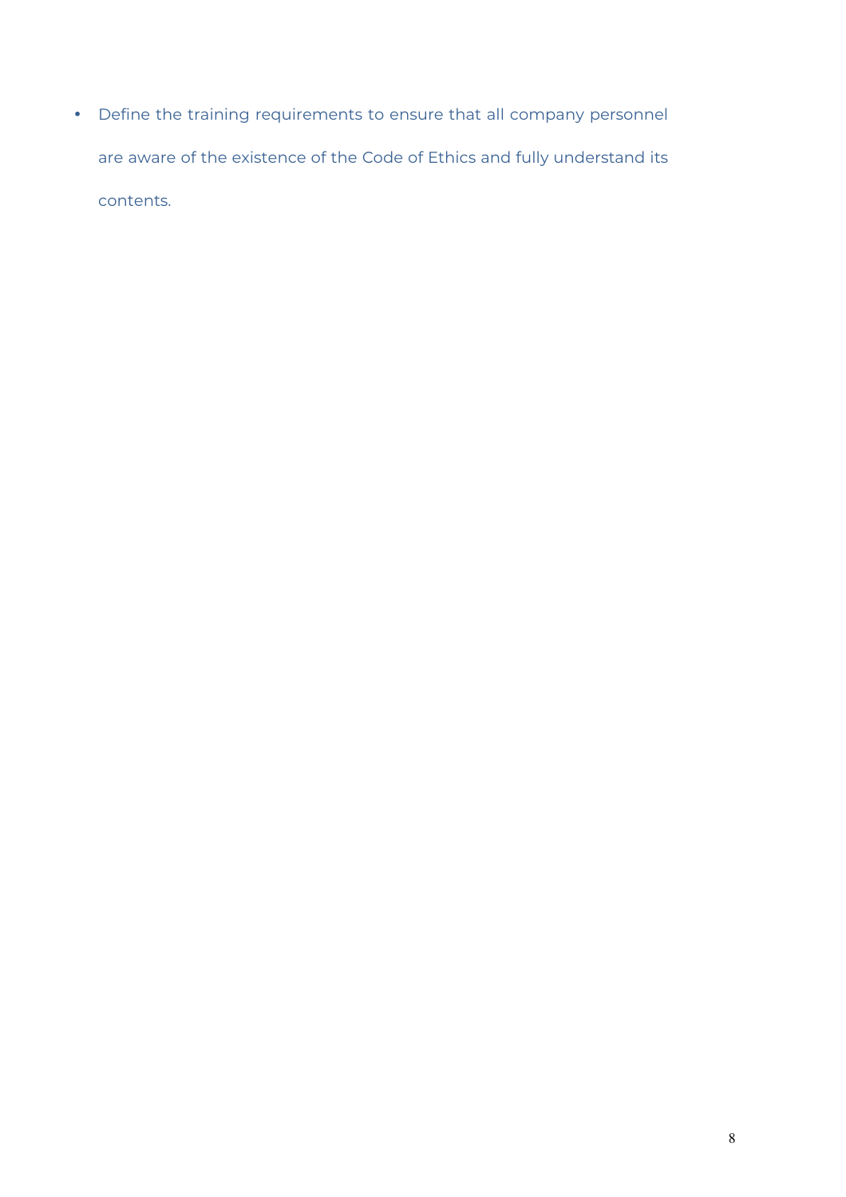- Define the training requirements to ensure that all company personnel are aware of the existence of the Code of Ethics and fully understand its contents.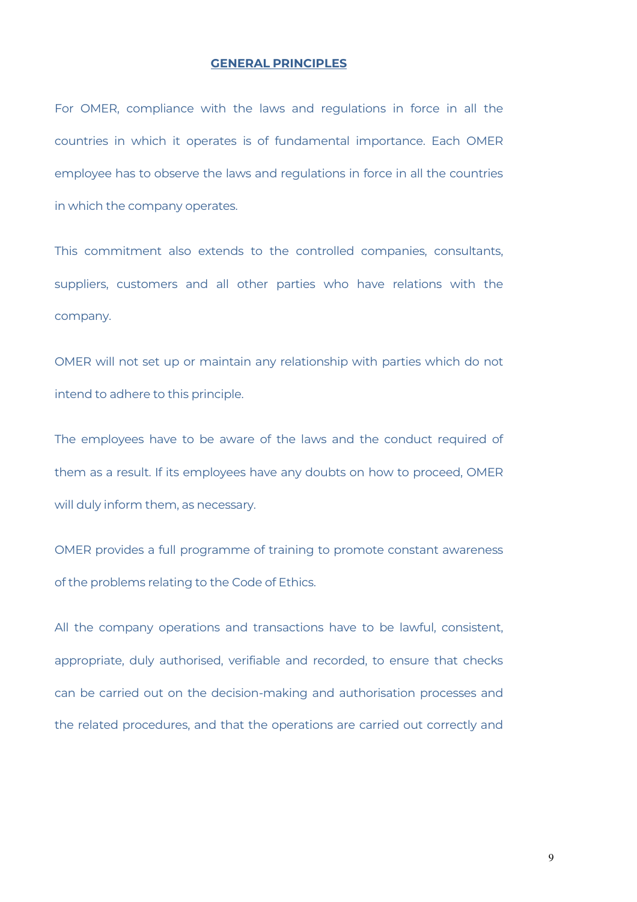## GENERAL PRINCIPLES

For OMER, compliance with the laws and regulations in force in all the countries in which it operates is of fundamental importance. Each OMER employee has to observe the laws and regulations in force in all the countries in which the company operates.

This commitment also extends to the controlled companies, consultants, suppliers, customers and all other parties who have relations with the company.

OMER will not set up or maintain any relationship with parties which do not intend to adhere to this principle.

The employees have to be aware of the laws and the conduct required of them as a result. If its employees have any doubts on how to proceed, OMER will duly inform them, as necessary.

OMER provides a full programme of training to promote constant awareness of the problems relating to the Code of Ethics.

All the company operations and transactions have to be lawful, consistent, appropriate, duly authorised, verifiable and recorded, to ensure that checks can be carried out on the decision-making and authorisation processes and the related procedures, and that the operations are carried out correctly and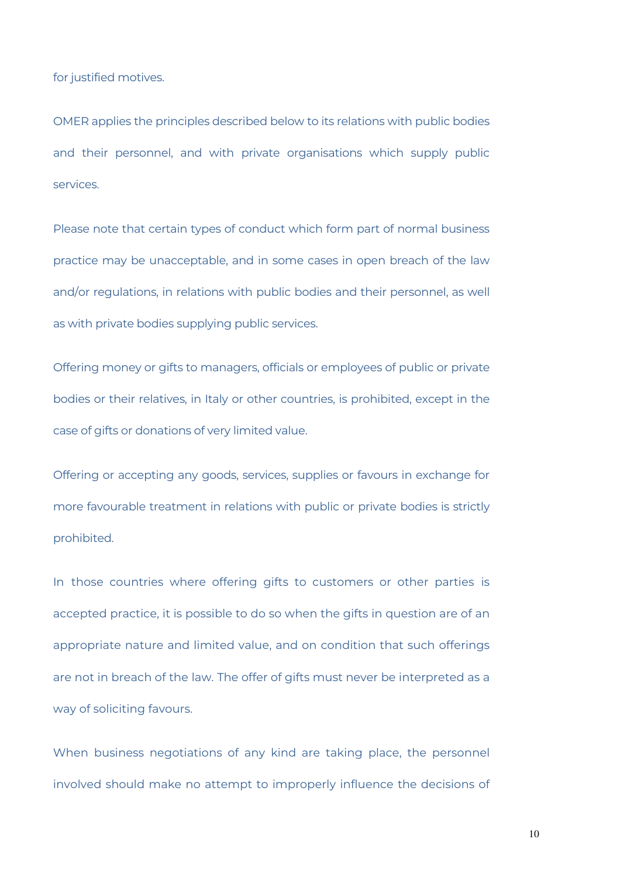for justified motives.

OMER applies the principles described below to its relations with public bodies and their personnel, and with private organisations which supply public services.

Please note that certain types of conduct which form part of normal business practice may be unacceptable, and in some cases in open breach of the law and/or regulations, in relations with public bodies and their personnel, as well as with private bodies supplying public services.

Offering money or gifts to managers, officials or employees of public or private bodies or their relatives, in Italy or other countries, is prohibited, except in the case of gifts or donations of very limited value.

Offering or accepting any goods, services, supplies or favours in exchange for more favourable treatment in relations with public or private bodies is strictly prohibited.

In those countries where offering gifts to customers or other parties is accepted practice, it is possible to do so when the gifts in question are of an appropriate nature and limited value, and on condition that such offerings are not in breach of the law. The offer of gifts must never be interpreted as a way of soliciting favours.

When business negotiations of any kind are taking place, the personnel involved should make no attempt to improperly influence the decisions of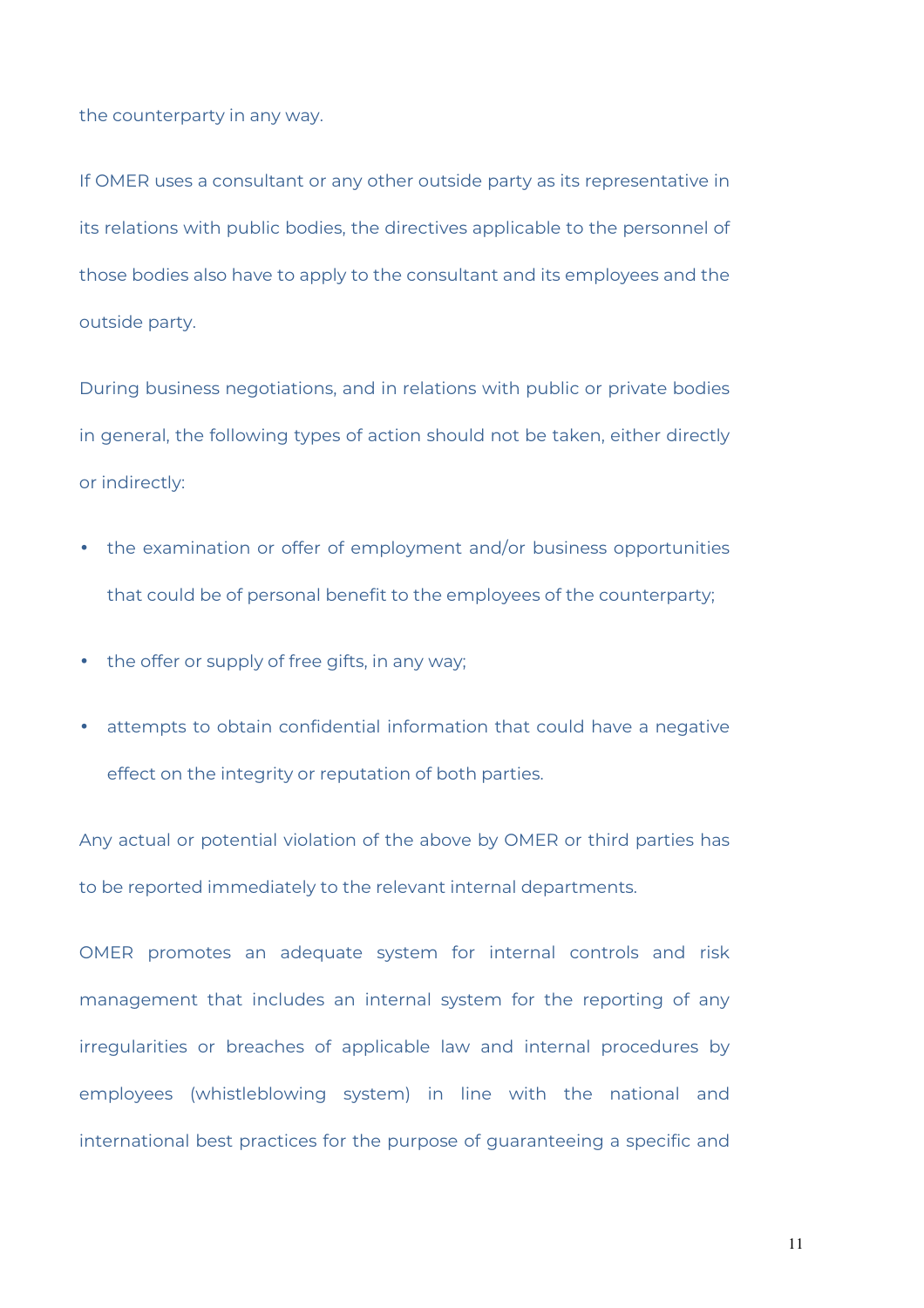the counterparty in any way.

If OMER uses a consultant or any other outside party as its representative in its relations with public bodies, the directives applicable to the personnel of those bodies also have to apply to the consultant and its employees and the outside party.

During business negotiations, and in relations with public or private bodies in general, the following types of action should not be taken, either directly or indirectly:

- the examination or offer of employment and/or business opportunities that could be of personal benefit to the employees of the counterparty;
- the offer or supply of free gifts, in any way;
- attempts to obtain confidential information that could have a negative effect on the integrity or reputation of both parties.

Any actual or potential violation of the above by OMER or third parties has to be reported immediately to the relevant internal departments.

OMER promotes an adequate system for internal controls and risk management that includes an internal system for the reporting of any irregularities or breaches of applicable law and internal procedures by employees (whistleblowing system) in line with the national and international best practices for the purpose of guaranteeing a specific and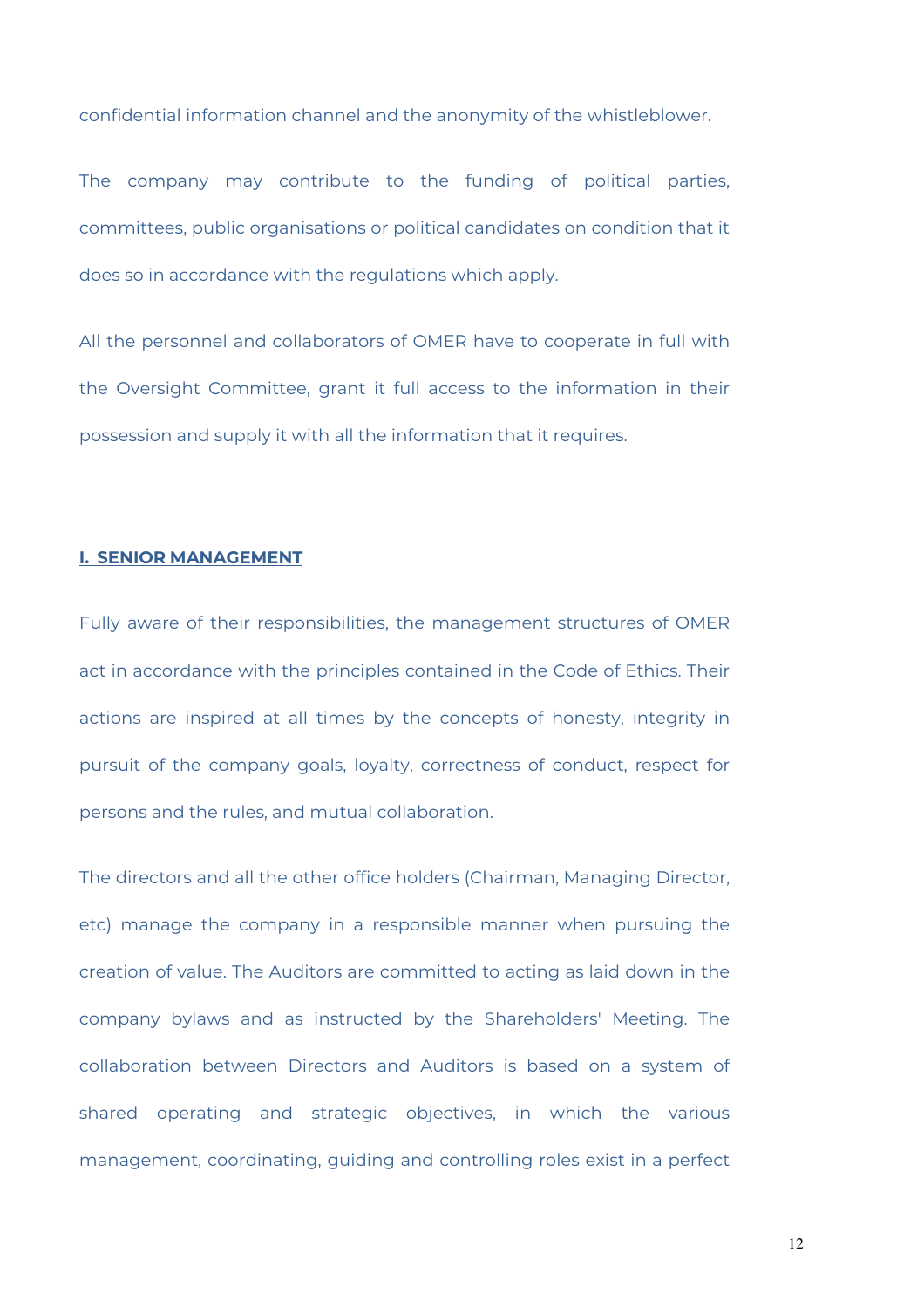confidential information channel and the anonymity of the whistleblower.

The company may contribute to the funding of political parties, committees, public organisations or political candidates on condition that it does so in accordance with the regulations which apply.

All the personnel and collaborators of OMER have to cooperate in full with the Oversight Committee, grant it full access to the information in their possession and supply it with all the information that it requires.

## I. SENIOR MANAGEMENT

Fully aware of their responsibilities, the management structures of OMER act in accordance with the principles contained in the Code of Ethics. Their actions are inspired at all times by the concepts of honesty, integrity in pursuit of the company goals, loyalty, correctness of conduct, respect for persons and the rules, and mutual collaboration.

The directors and all the other office holders (Chairman, Managing Director, etc) manage the company in a responsible manner when pursuing the creation of value. The Auditors are committed to acting as laid down in the company bylaws and as instructed by the Shareholders' Meeting. The collaboration between Directors and Auditors is based on a system of shared operating and strategic objectives, in which the various management, coordinating, guiding and controlling roles exist in a perfect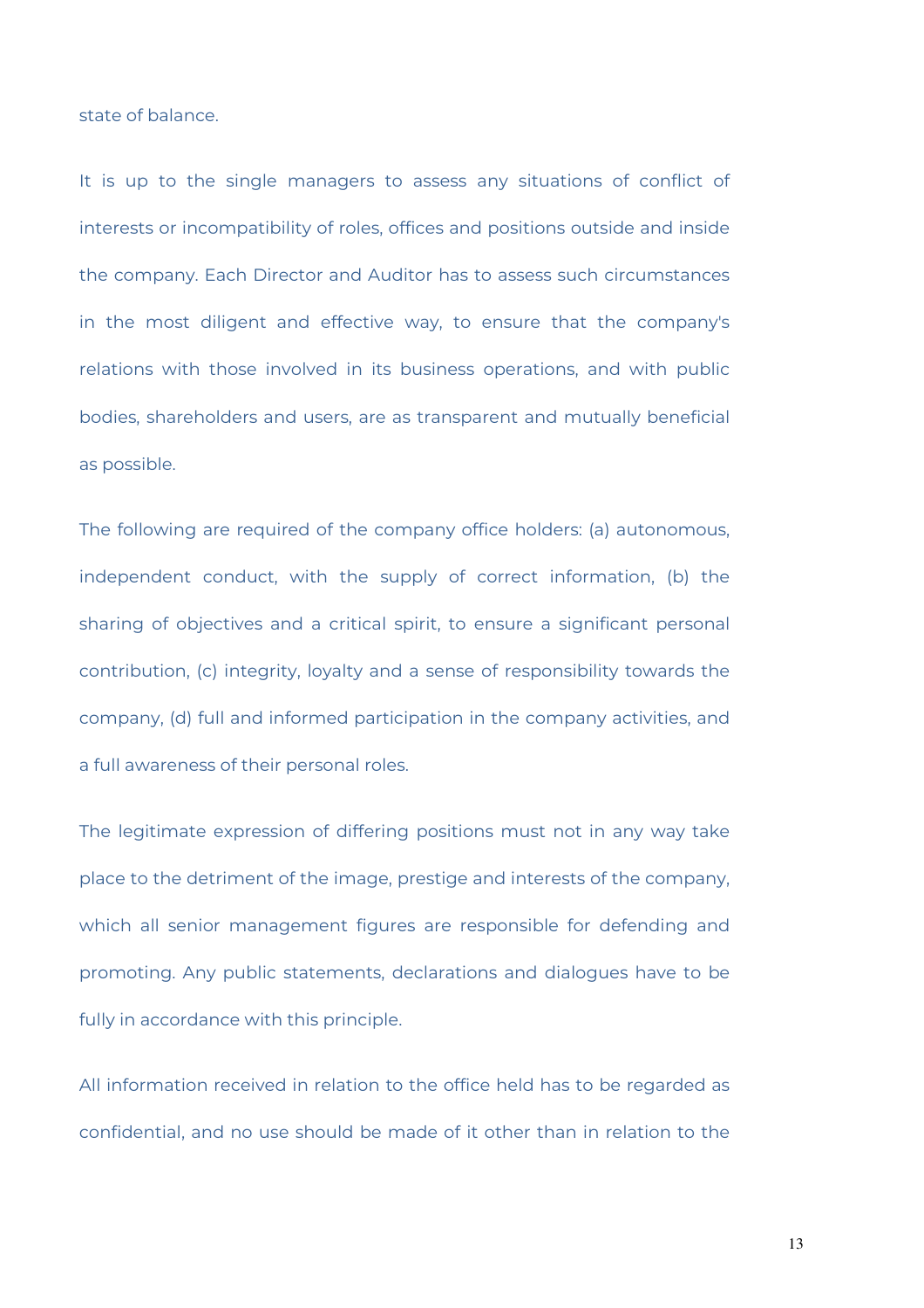state of balance.

It is up to the single managers to assess any situations of conflict of interests or incompatibility of roles, offices and positions outside and inside the company. Each Director and Auditor has to assess such circumstances in the most diligent and effective way, to ensure that the company's relations with those involved in its business operations, and with public bodies, shareholders and users, are as transparent and mutually beneficial as possible.

The following are required of the company office holders: (a) autonomous, independent conduct, with the supply of correct information, (b) the sharing of objectives and a critical spirit, to ensure a significant personal contribution, (c) integrity, loyalty and a sense of responsibility towards the company, (d) full and informed participation in the company activities, and a full awareness of their personal roles.

The legitimate expression of differing positions must not in any way take place to the detriment of the image, prestige and interests of the company, which all senior management figures are responsible for defending and promoting. Any public statements, declarations and dialogues have to be fully in accordance with this principle.

All information received in relation to the office held has to be regarded as confidential, and no use should be made of it other than in relation to the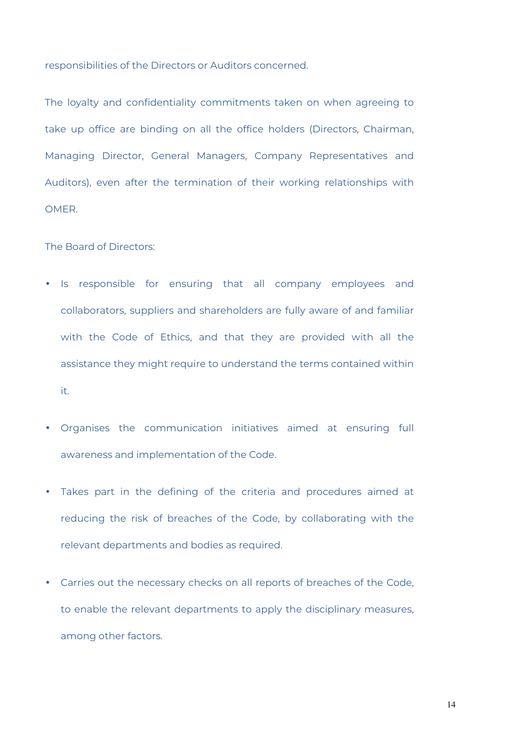responsibilities of the Directors or Auditors concerned.

The loyalty and confidentiality commitments taken on when agreeing to take up office are binding on all the office holders (Directors, Chairman, Managing Director, General Managers, Company Representatives and Auditors), even after the termination of their working relationships with OMER.

The Board of Directors:

- Is responsible for ensuring that all company employees and collaborators, suppliers and shareholders are fully aware of and familiar with the Code of Ethics, and that they are provided with all the assistance they might require to understand the terms contained within it.
- Organises the communication initiatives aimed at ensuring full awareness and implementation of the Code.
- Takes part in the defining of the criteria and procedures aimed at reducing the risk of breaches of the Code, by collaborating with the relevant departments and bodies as required.
- Carries out the necessary checks on all reports of breaches of the Code, to enable the relevant departments to apply the disciplinary measures, among other factors.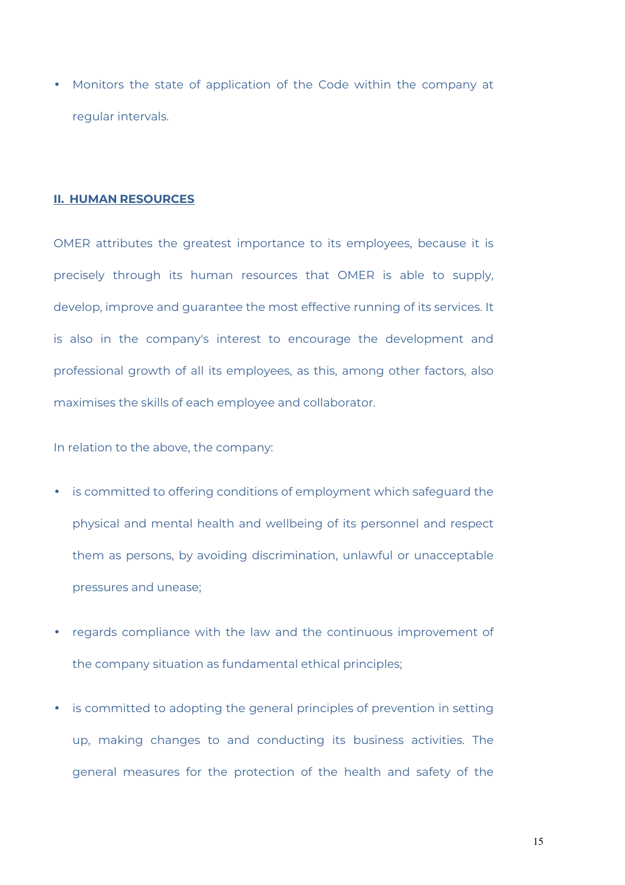- Monitors the state of application of the Code within the company at regular intervals.

## II. HUMAN RESOURCES

OMER attributes the greatest importance to its employees, because it is precisely through its human resources that OMER is able to supply, develop, improve and guarantee the most effective running of its services. It is also in the company's interest to encourage the development and professional growth of all its employees, as this, among other factors, also maximises the skills of each employee and collaborator.

In relation to the above, the company:

- is committed to offering conditions of employment which safeguard the physical and mental health and wellbeing of its personnel and respect them as persons, by avoiding discrimination, unlawful or unacceptable pressures and unease;
- regards compliance with the law and the continuous improvement of the company situation as fundamental ethical principles;
- is committed to adopting the general principles of prevention in setting up, making changes to and conducting its business activities. The general measures for the protection of the health and safety of the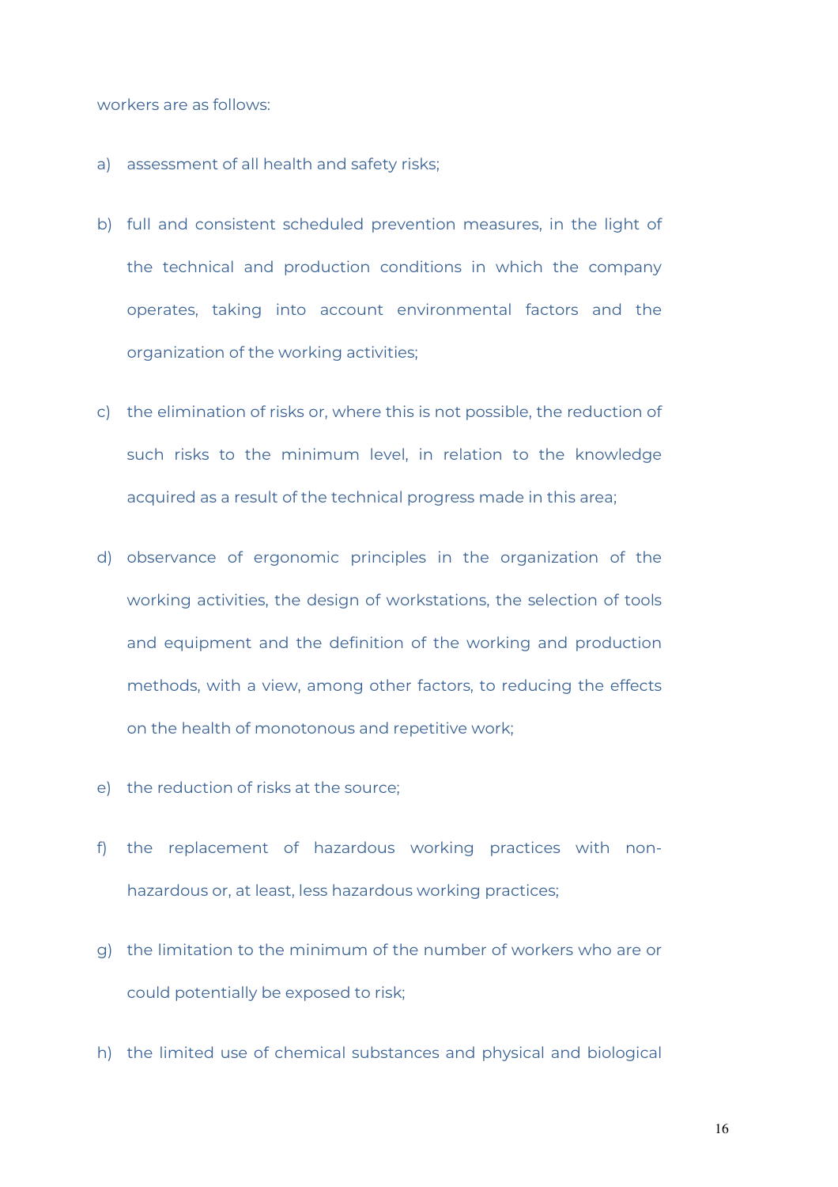workers are as follows:

a) assessment of all health and safety risks;

b) full and consistent scheduled prevention measures, in the light of the technical and production conditions in which the company operates, taking into account environmental factors and the organization of the working activities;

c) the elimination of risks or, where this is not possible, the reduction of such risks to the minimum level, in relation to the knowledge acquired as a result of the technical progress made in this area;

d) observance of ergonomic principles in the organization of the working activities, the design of workstations, the selection of tools and equipment and the definition of the working and production methods, with a view, among other factors, to reducing the effects on the health of monotonous and repetitive work;

e) the reduction of risks at the source;

f) the replacement of hazardous working practices with non-hazardous or, at least, less hazardous working practices;

g) the limitation to the minimum of the number of workers who are or could potentially be exposed to risk;

h) the limited use of chemical substances and physical and biological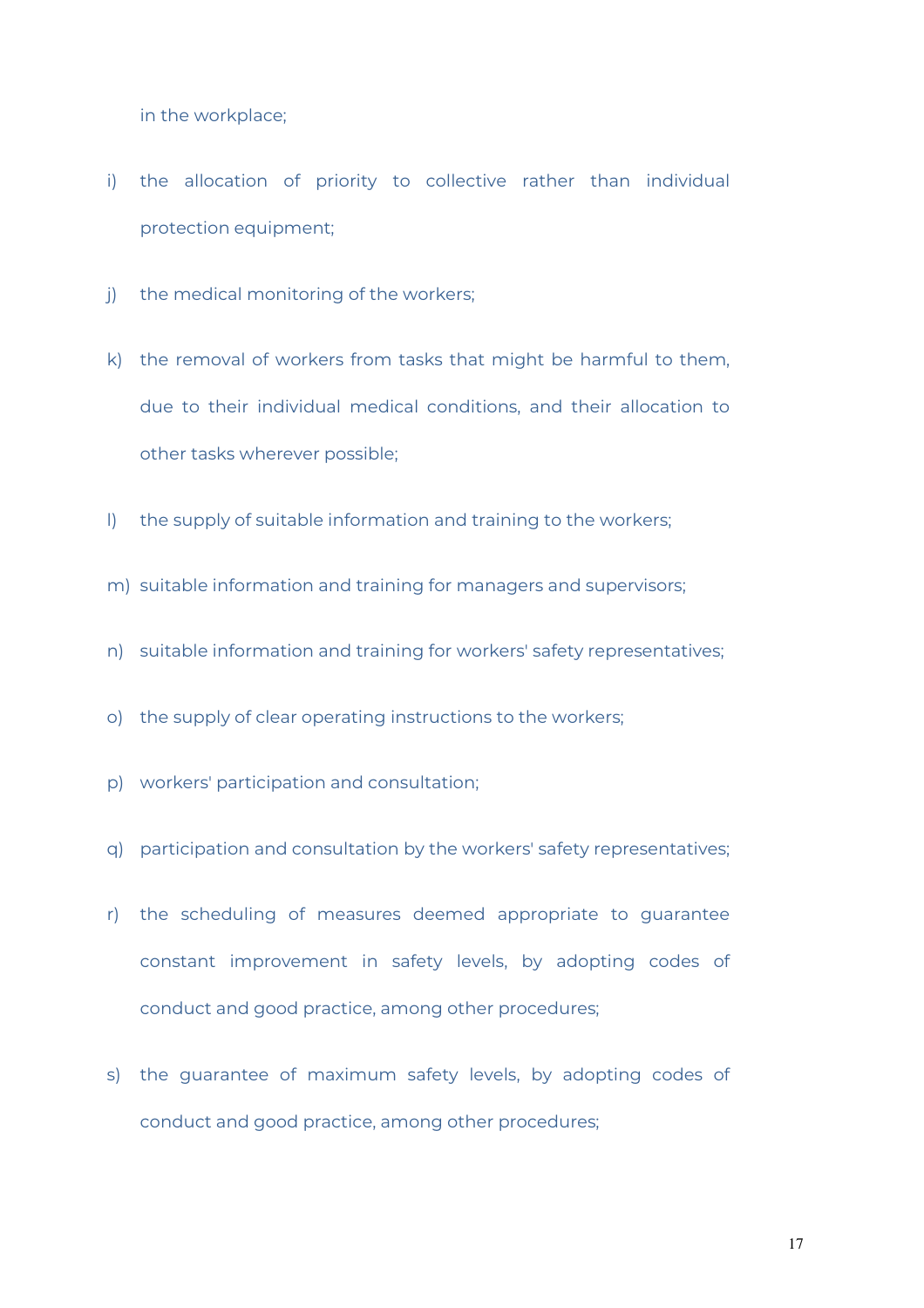in the workplace;

i) the allocation of priority to collective rather than individual protection equipment;

j) the medical monitoring of the workers;

k) the removal of workers from tasks that might be harmful to them, due to their individual medical conditions, and their allocation to other tasks wherever possible;

l) the supply of suitable information and training to the workers;

m) suitable information and training for managers and supervisors;

n) suitable information and training for workers' safety representatives;

o) the supply of clear operating instructions to the workers;

p) workers' participation and consultation;

q) participation and consultation by the workers' safety representatives;

r) the scheduling of measures deemed appropriate to guarantee constant improvement in safety levels, by adopting codes of conduct and good practice, among other procedures;

s) the guarantee of maximum safety levels, by adopting codes of conduct and good practice, among other procedures;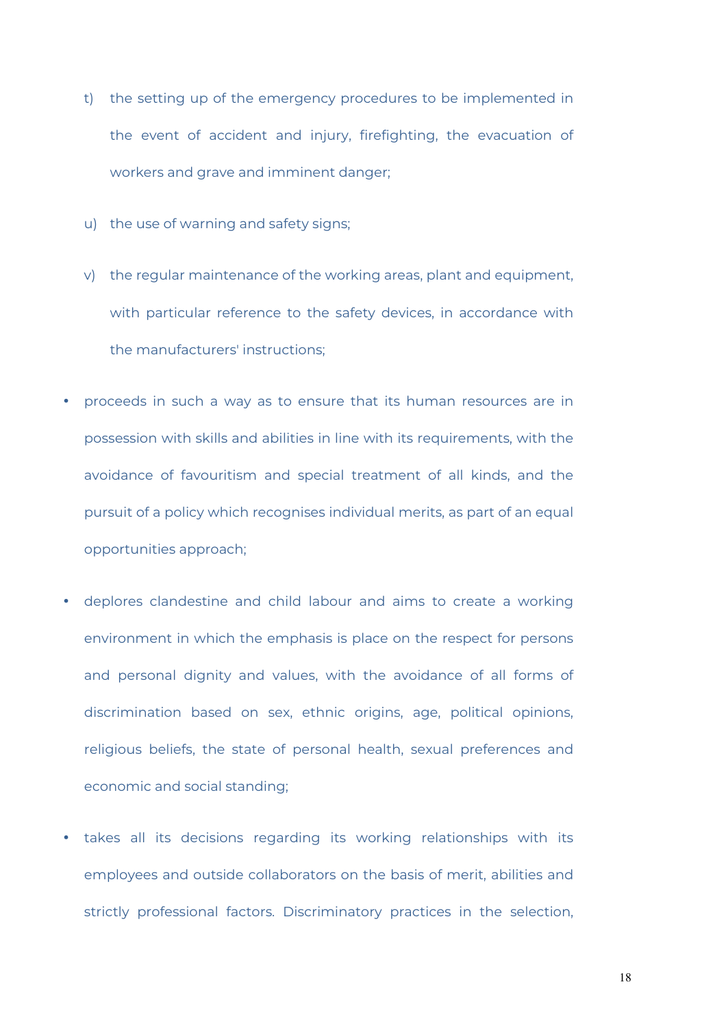t) the setting up of the emergency procedures to be implemented in the event of accident and injury, firefighting, the evacuation of workers and grave and imminent danger;

u) the use of warning and safety signs;

v) the regular maintenance of the working areas, plant and equipment, with particular reference to the safety devices, in accordance with the manufacturers' instructions;

- proceeds in such a way as to ensure that its human resources are in possession with skills and abilities in line with its requirements, with the avoidance of favouritism and special treatment of all kinds, and the pursuit of a policy which recognises individual merits, as part of an equal opportunities approach;
- deplores clandestine and child labour and aims to create a working environment in which the emphasis is place on the respect for persons and personal dignity and values, with the avoidance of all forms of discrimination based on sex, ethnic origins, age, political opinions, religious beliefs, the state of personal health, sexual preferences and economic and social standing;
- takes all its decisions regarding its working relationships with its employees and outside collaborators on the basis of merit, abilities and strictly professional factors. Discriminatory practices in the selection,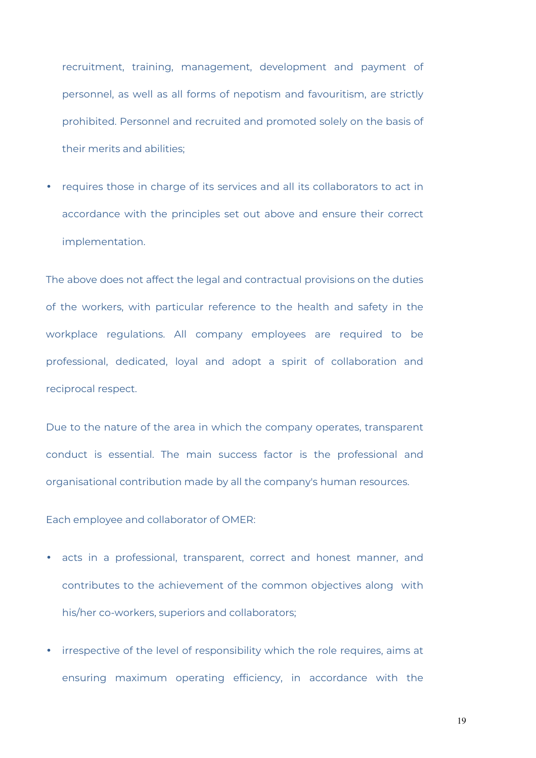recruitment, training, management, development and payment of personnel, as well as all forms of nepotism and favouritism, are strictly prohibited. Personnel and recruited and promoted solely on the basis of their merits and abilities;

- requires those in charge of its services and all its collaborators to act in accordance with the principles set out above and ensure their correct implementation.

The above does not affect the legal and contractual provisions on the duties of the workers, with particular reference to the health and safety in the workplace regulations. All company employees are required to be professional, dedicated, loyal and adopt a spirit of collaboration and reciprocal respect.

Due to the nature of the area in which the company operates, transparent conduct is essential. The main success factor is the professional and organisational contribution made by all the company's human resources.

Each employee and collaborator of OMER:

- acts in a professional, transparent, correct and honest manner, and contributes to the achievement of the common objectives along with his/her co-workers, superiors and collaborators;
- irrespective of the level of responsibility which the role requires, aims at ensuring maximum operating efficiency, in accordance with the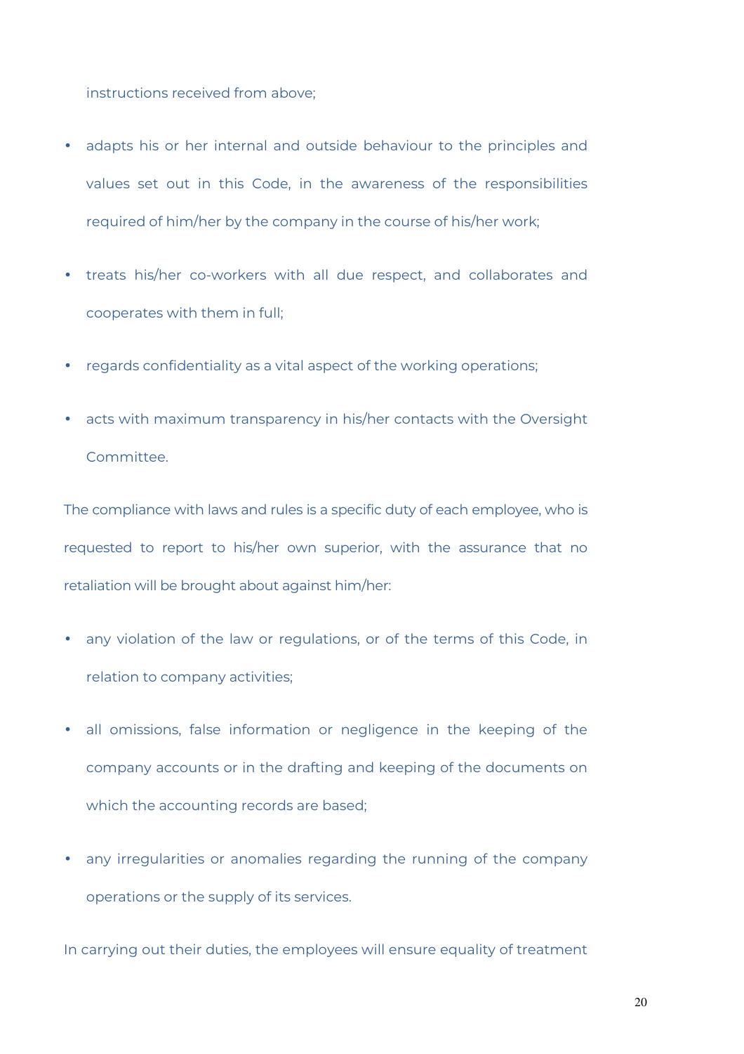instructions received from above;

- adapts his or her internal and outside behaviour to the principles and values set out in this Code, in the awareness of the responsibilities required of him/her by the company in the course of his/her work;
- treats his/her co-workers with all due respect, and collaborates and cooperates with them in full;
- regards confidentiality as a vital aspect of the working operations;
- acts with maximum transparency in his/her contacts with the Oversight Committee.

The compliance with laws and rules is a specific duty of each employee, who is requested to report to his/her own superior, with the assurance that no retaliation will be brought about against him/her:

- any violation of the law or regulations, or of the terms of this Code, in relation to company activities;
- all omissions, false information or negligence in the keeping of the company accounts or in the drafting and keeping of the documents on which the accounting records are based;
- any irregularities or anomalies regarding the running of the company operations or the supply of its services.

In carrying out their duties, the employees will ensure equality of treatment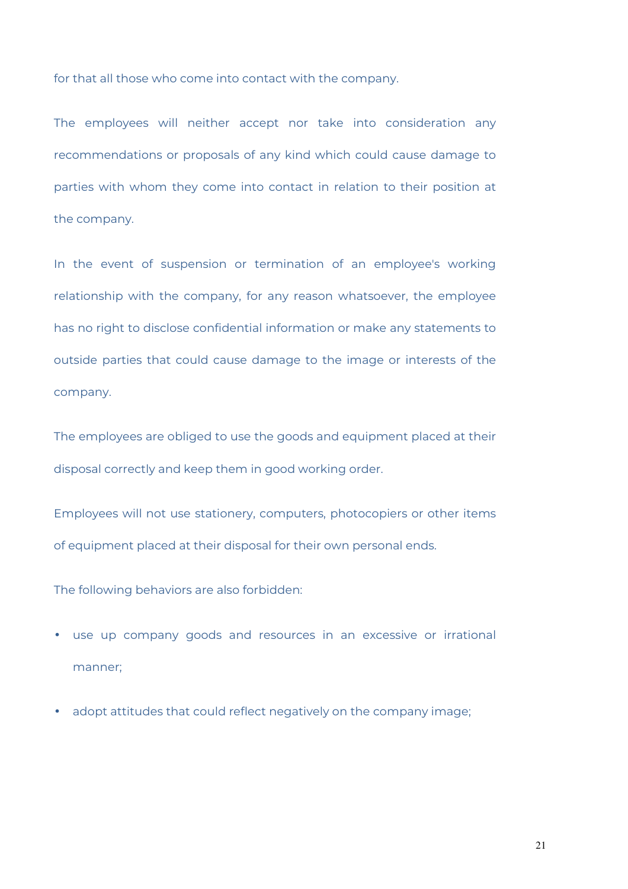for that all those who come into contact with the company.

The employees will neither accept nor take into consideration any recommendations or proposals of any kind which could cause damage to parties with whom they come into contact in relation to their position at the company.

In the event of suspension or termination of an employee's working relationship with the company, for any reason whatsoever, the employee has no right to disclose confidential information or make any statements to outside parties that could cause damage to the image or interests of the company.

The employees are obliged to use the goods and equipment placed at their disposal correctly and keep them in good working order.

Employees will not use stationery, computers, photocopiers or other items of equipment placed at their disposal for their own personal ends.

The following behaviors are also forbidden:

- use up company goods and resources in an excessive or irrational manner;
- adopt attitudes that could reflect negatively on the company image;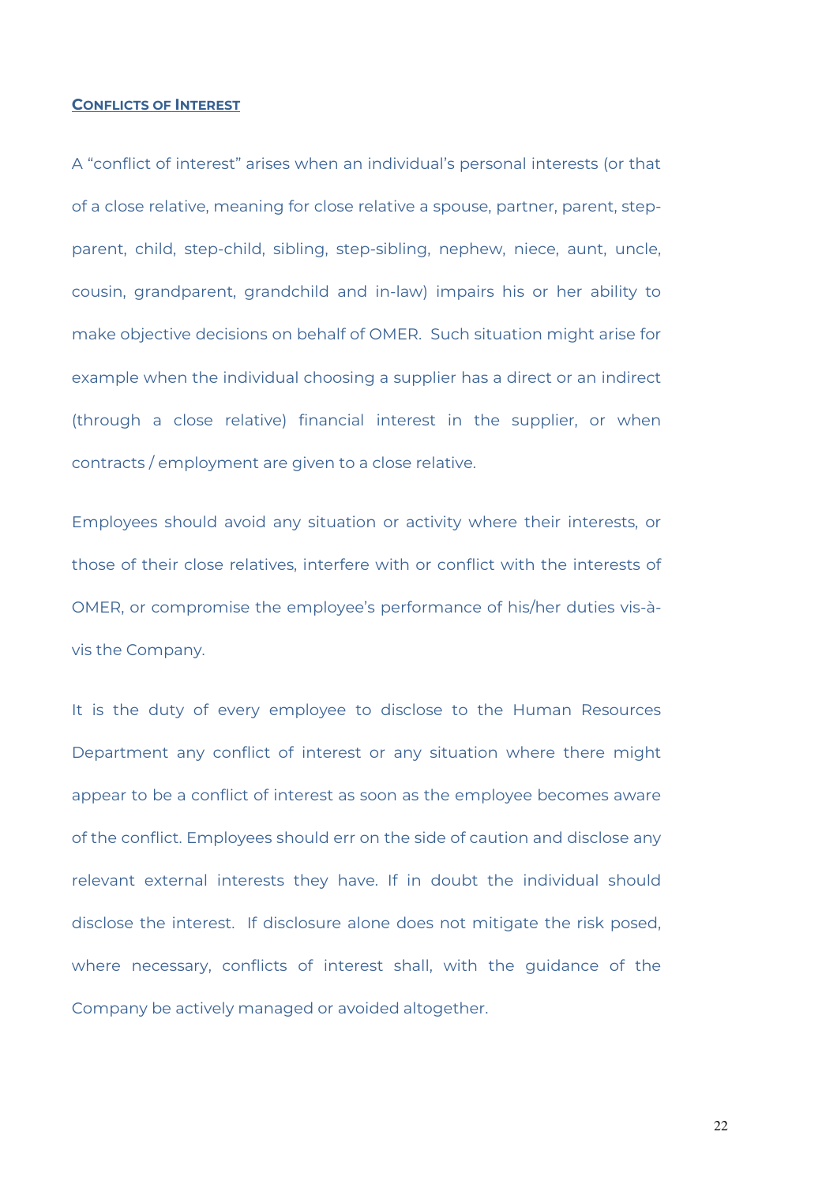## CONFLICTS OF INTEREST

A "conflict of interest" arises when an individual's personal interests (or that of a close relative, meaning for close relative a spouse, partner, parent, step-parent, child, step-child, sibling, step-sibling, nephew, niece, aunt, uncle, cousin, grandparent, grandchild and in-law) impairs his or her ability to make objective decisions on behalf of OMER. Such situation might arise for example when the individual choosing a supplier has a direct or an indirect (through a close relative) financial interest in the supplier, or when contracts / employment are given to a close relative.

Employees should avoid any situation or activity where their interests, or those of their close relatives, interfere with or conflict with the interests of OMER, or compromise the employee's performance of his/her duties vis-à-vis the Company.

It is the duty of every employee to disclose to the Human Resources Department any conflict of interest or any situation where there might appear to be a conflict of interest as soon as the employee becomes aware of the conflict. Employees should err on the side of caution and disclose any relevant external interests they have. If in doubt the individual should disclose the interest. If disclosure alone does not mitigate the risk posed, where necessary, conflicts of interest shall, with the guidance of the Company be actively managed or avoided altogether.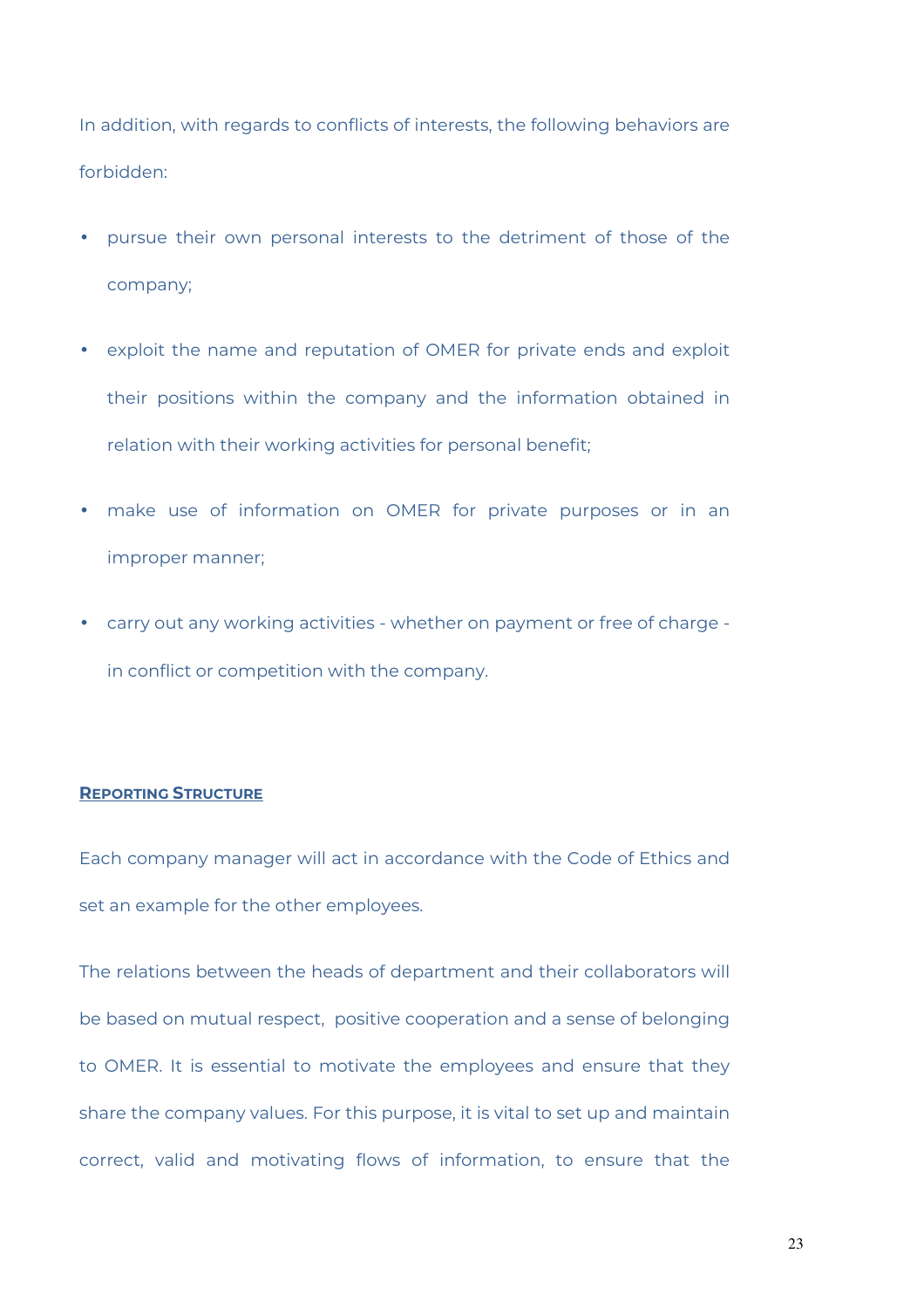In addition, with regards to conflicts of interests, the following behaviors are forbidden:

- pursue their own personal interests to the detriment of those of the company;
- exploit the name and reputation of OMER for private ends and exploit their positions within the company and the information obtained in relation with their working activities for personal benefit;
- make use of information on OMER for private purposes or in an improper manner;
- carry out any working activities - whether on payment or free of charge - in conflict or competition with the company.

## Reporting Structure

Each company manager will act in accordance with the Code of Ethics and set an example for the other employees.

The relations between the heads of department and their collaborators will be based on mutual respect, positive cooperation and a sense of belonging to OMER. It is essential to motivate the employees and ensure that they share the company values. For this purpose, it is vital to set up and maintain correct, valid and motivating flows of information, to ensure that the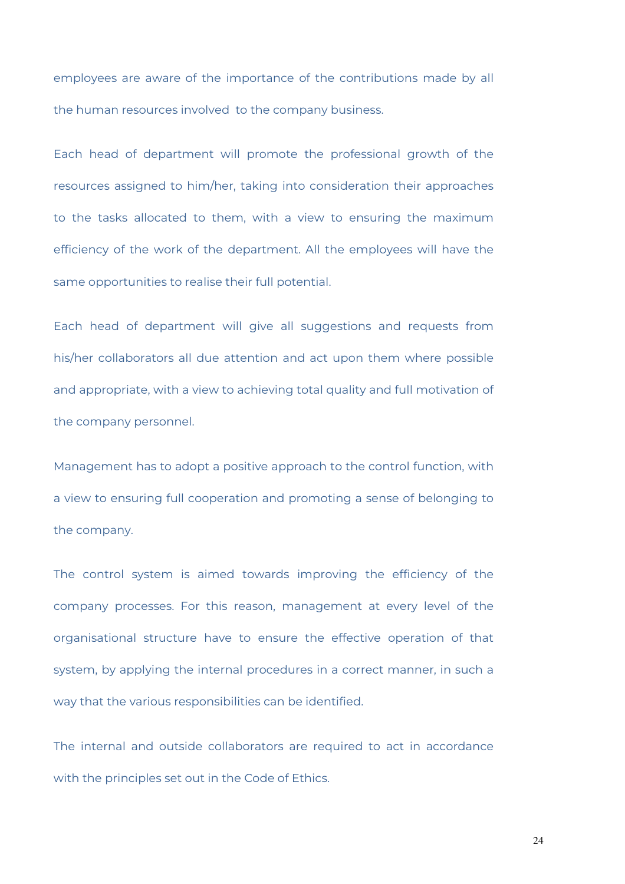employees are aware of the importance of the contributions made by all the human resources involved to the company business.

Each head of department will promote the professional growth of the resources assigned to him/her, taking into consideration their approaches to the tasks allocated to them, with a view to ensuring the maximum efficiency of the work of the department. All the employees will have the same opportunities to realise their full potential.

Each head of department will give all suggestions and requests from his/her collaborators all due attention and act upon them where possible and appropriate, with a view to achieving total quality and full motivation of the company personnel.

Management has to adopt a positive approach to the control function, with a view to ensuring full cooperation and promoting a sense of belonging to the company.

The control system is aimed towards improving the efficiency of the company processes. For this reason, management at every level of the organisational structure have to ensure the effective operation of that system, by applying the internal procedures in a correct manner, in such a way that the various responsibilities can be identified.

The internal and outside collaborators are required to act in accordance with the principles set out in the Code of Ethics.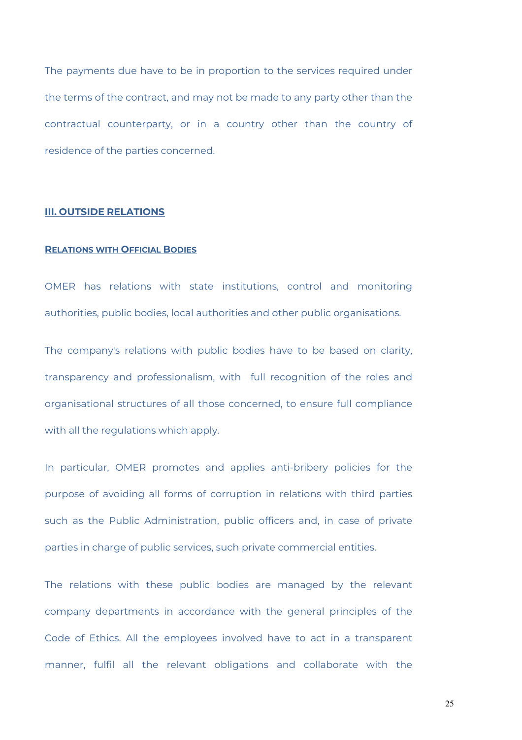The payments due have to be in proportion to the services required under the terms of the contract, and may not be made to any party other than the contractual counterparty, or in a country other than the country of residence of the parties concerned.

## III. OUTSIDE RELATIONS

### RELATIONS WITH OFFICIAL BODIES

OMER has relations with state institutions, control and monitoring authorities, public bodies, local authorities and other public organisations.

The company's relations with public bodies have to be based on clarity, transparency and professionalism, with full recognition of the roles and organisational structures of all those concerned, to ensure full compliance with all the regulations which apply.

In particular, OMER promotes and applies anti-bribery policies for the purpose of avoiding all forms of corruption in relations with third parties such as the Public Administration, public officers and, in case of private parties in charge of public services, such private commercial entities.

The relations with these public bodies are managed by the relevant company departments in accordance with the general principles of the Code of Ethics. All the employees involved have to act in a transparent manner, fulfil all the relevant obligations and collaborate with the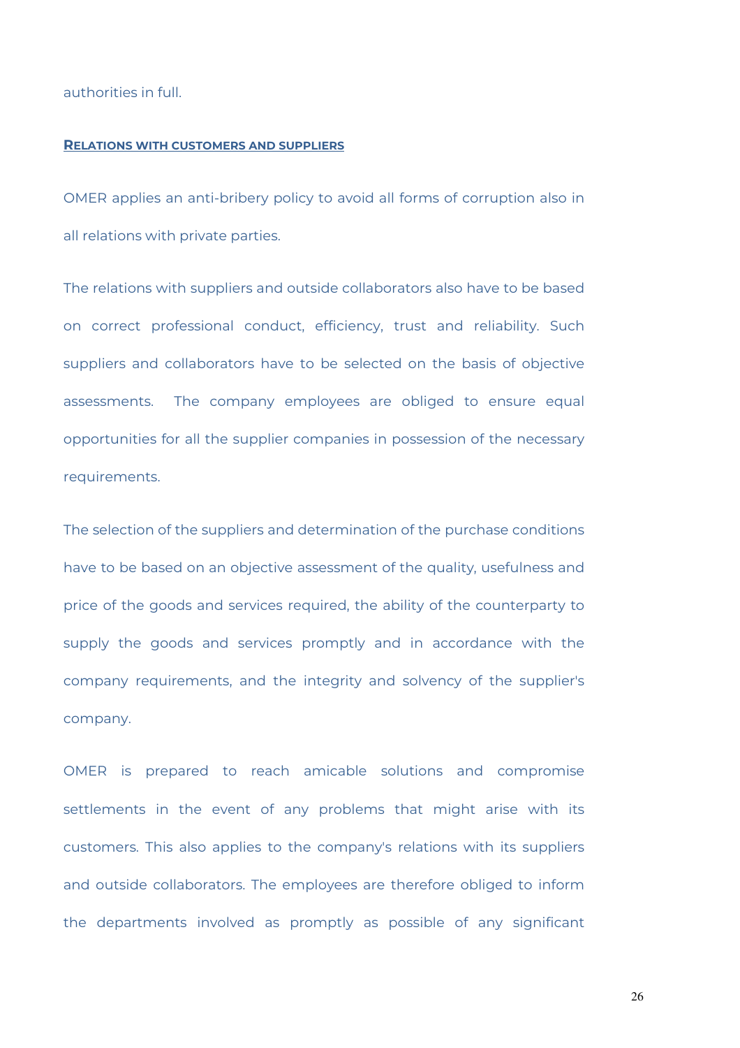authorities in full.

## RELATIONS WITH CUSTOMERS AND SUPPLIERS

OMER applies an anti-bribery policy to avoid all forms of corruption also in all relations with private parties.

The relations with suppliers and outside collaborators also have to be based on correct professional conduct, efficiency, trust and reliability. Such suppliers and collaborators have to be selected on the basis of objective assessments. The company employees are obliged to ensure equal opportunities for all the supplier companies in possession of the necessary requirements.

The selection of the suppliers and determination of the purchase conditions have to be based on an objective assessment of the quality, usefulness and price of the goods and services required, the ability of the counterparty to supply the goods and services promptly and in accordance with the company requirements, and the integrity and solvency of the supplier's company.

OMER is prepared to reach amicable solutions and compromise settlements in the event of any problems that might arise with its customers. This also applies to the company's relations with its suppliers and outside collaborators. The employees are therefore obliged to inform the departments involved as promptly as possible of any significant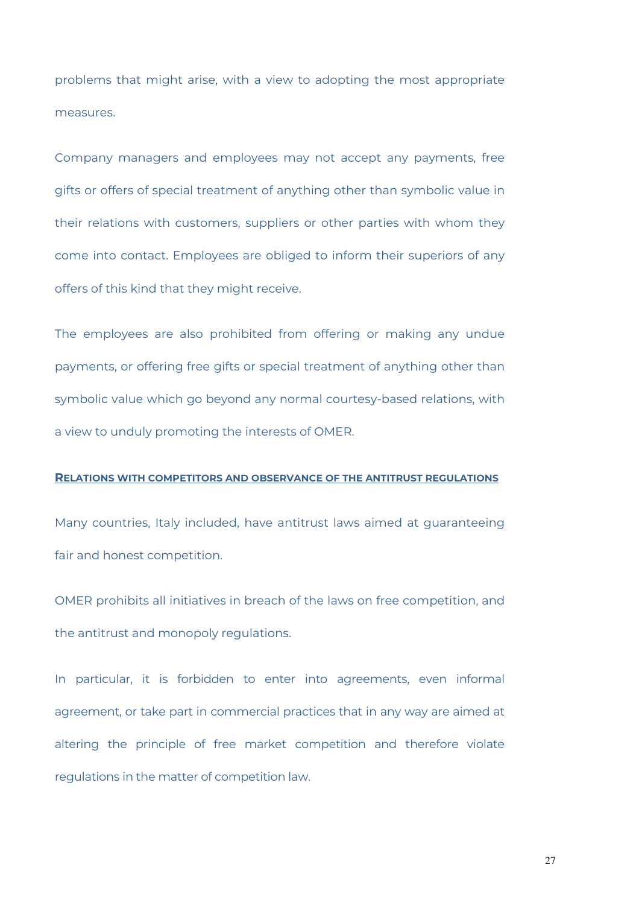problems that might arise, with a view to adopting the most appropriate measures.

Company managers and employees may not accept any payments, free gifts or offers of special treatment of anything other than symbolic value in their relations with customers, suppliers or other parties with whom they come into contact. Employees are obliged to inform their superiors of any offers of this kind that they might receive.

The employees are also prohibited from offering or making any undue payments, or offering free gifts or special treatment of anything other than symbolic value which go beyond any normal courtesy-based relations, with a view to unduly promoting the interests of OMER.

### RELATIONS WITH COMPETITORS AND OBSERVANCE OF THE ANTITRUST REGULATIONS

Many countries, Italy included, have antitrust laws aimed at guaranteeing fair and honest competition.

OMER prohibits all initiatives in breach of the laws on free competition, and the antitrust and monopoly regulations.

In particular, it is forbidden to enter into agreements, even informal agreement, or take part in commercial practices that in any way are aimed at altering the principle of free market competition and therefore violate regulations in the matter of competition law.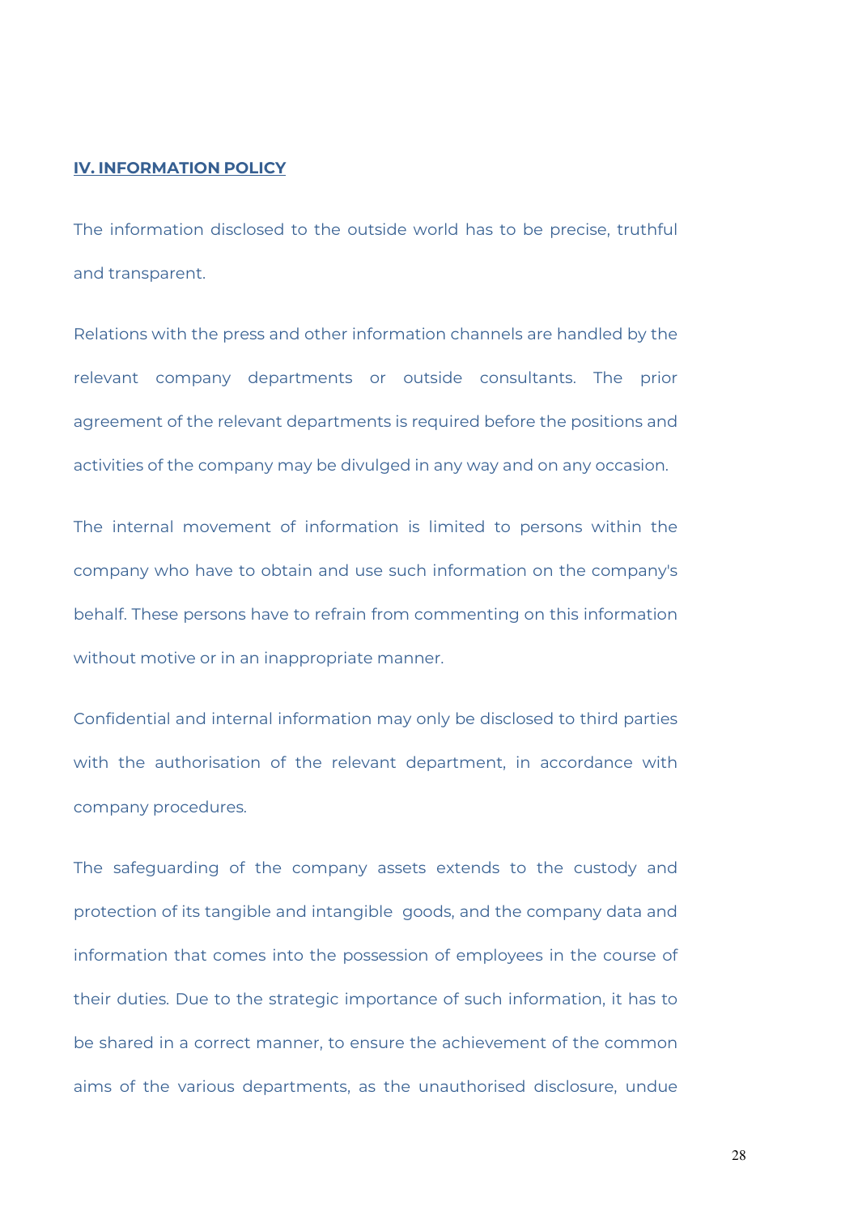## IV. INFORMATION POLICY

The information disclosed to the outside world has to be precise, truthful and transparent.

Relations with the press and other information channels are handled by the relevant company departments or outside consultants. The prior agreement of the relevant departments is required before the positions and activities of the company may be divulged in any way and on any occasion.

The internal movement of information is limited to persons within the company who have to obtain and use such information on the company's behalf. These persons have to refrain from commenting on this information without motive or in an inappropriate manner.

Confidential and internal information may only be disclosed to third parties with the authorisation of the relevant department, in accordance with company procedures.

The safeguarding of the company assets extends to the custody and protection of its tangible and intangible goods, and the company data and information that comes into the possession of employees in the course of their duties. Due to the strategic importance of such information, it has to be shared in a correct manner, to ensure the achievement of the common aims of the various departments, as the unauthorised disclosure, undue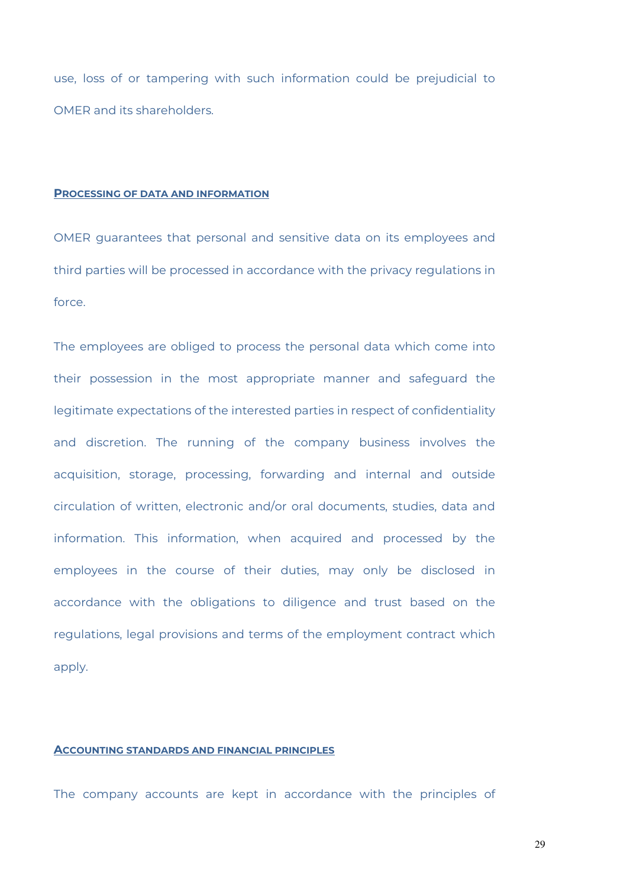use, loss of or tampering with such information could be prejudicial to OMER and its shareholders.

## PROCESSING OF DATA AND INFORMATION

OMER guarantees that personal and sensitive data on its employees and third parties will be processed in accordance with the privacy regulations in force.

The employees are obliged to process the personal data which come into their possession in the most appropriate manner and safeguard the legitimate expectations of the interested parties in respect of confidentiality and discretion. The running of the company business involves the acquisition, storage, processing, forwarding and internal and outside circulation of written, electronic and/or oral documents, studies, data and information. This information, when acquired and processed by the employees in the course of their duties, may only be disclosed in accordance with the obligations to diligence and trust based on the regulations, legal provisions and terms of the employment contract which apply.

## ACCOUNTING STANDARDS AND FINANCIAL PRINCIPLES

The company accounts are kept in accordance with the principles of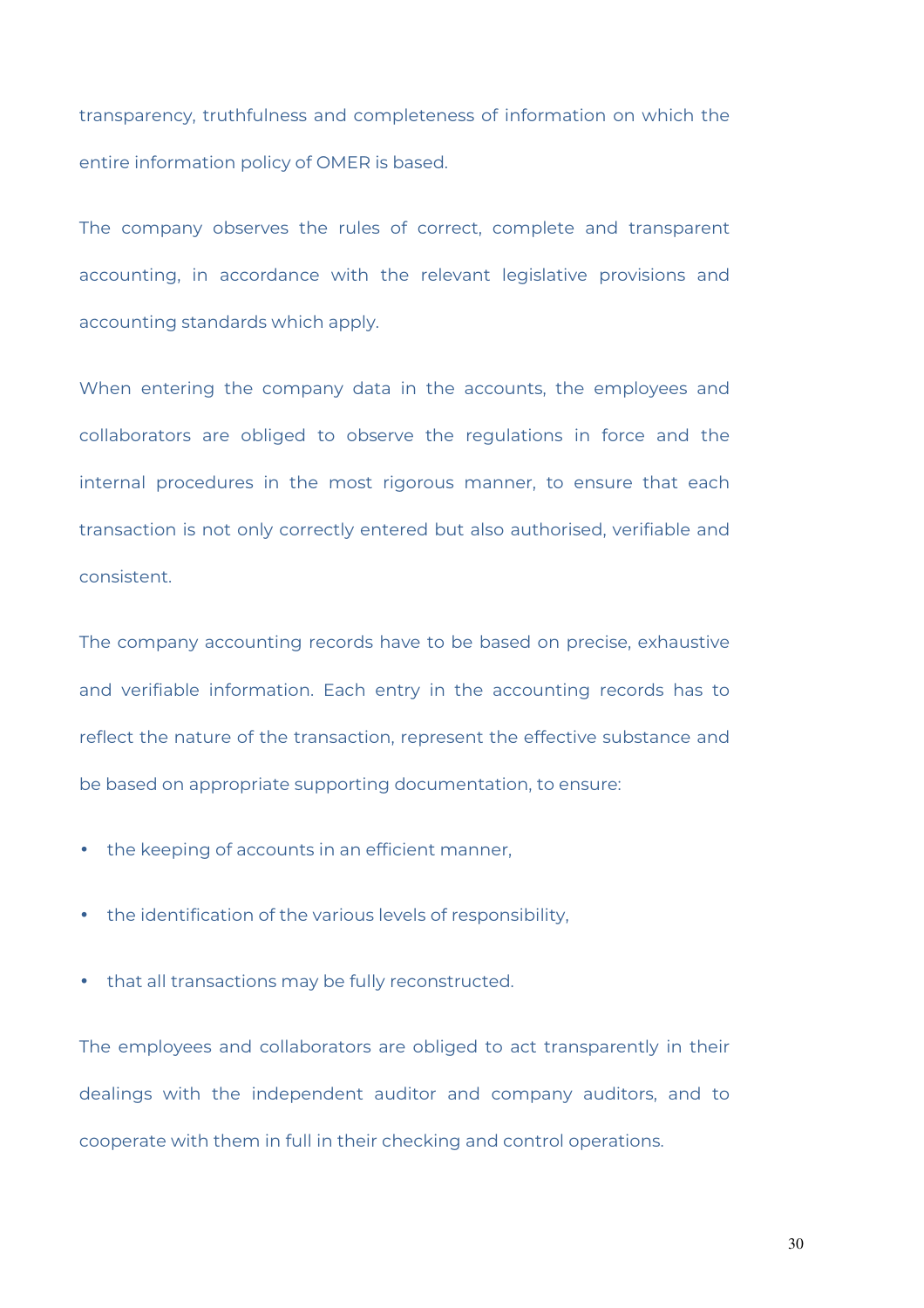transparency, truthfulness and completeness of information on which the entire information policy of OMER is based.

The company observes the rules of correct, complete and transparent accounting, in accordance with the relevant legislative provisions and accounting standards which apply.

When entering the company data in the accounts, the employees and collaborators are obliged to observe the regulations in force and the internal procedures in the most rigorous manner, to ensure that each transaction is not only correctly entered but also authorised, verifiable and consistent.

The company accounting records have to be based on precise, exhaustive and verifiable information. Each entry in the accounting records has to reflect the nature of the transaction, represent the effective substance and be based on appropriate supporting documentation, to ensure:

- the keeping of accounts in an efficient manner,
- the identification of the various levels of responsibility,
- that all transactions may be fully reconstructed.

The employees and collaborators are obliged to act transparently in their dealings with the independent auditor and company auditors, and to cooperate with them in full in their checking and control operations.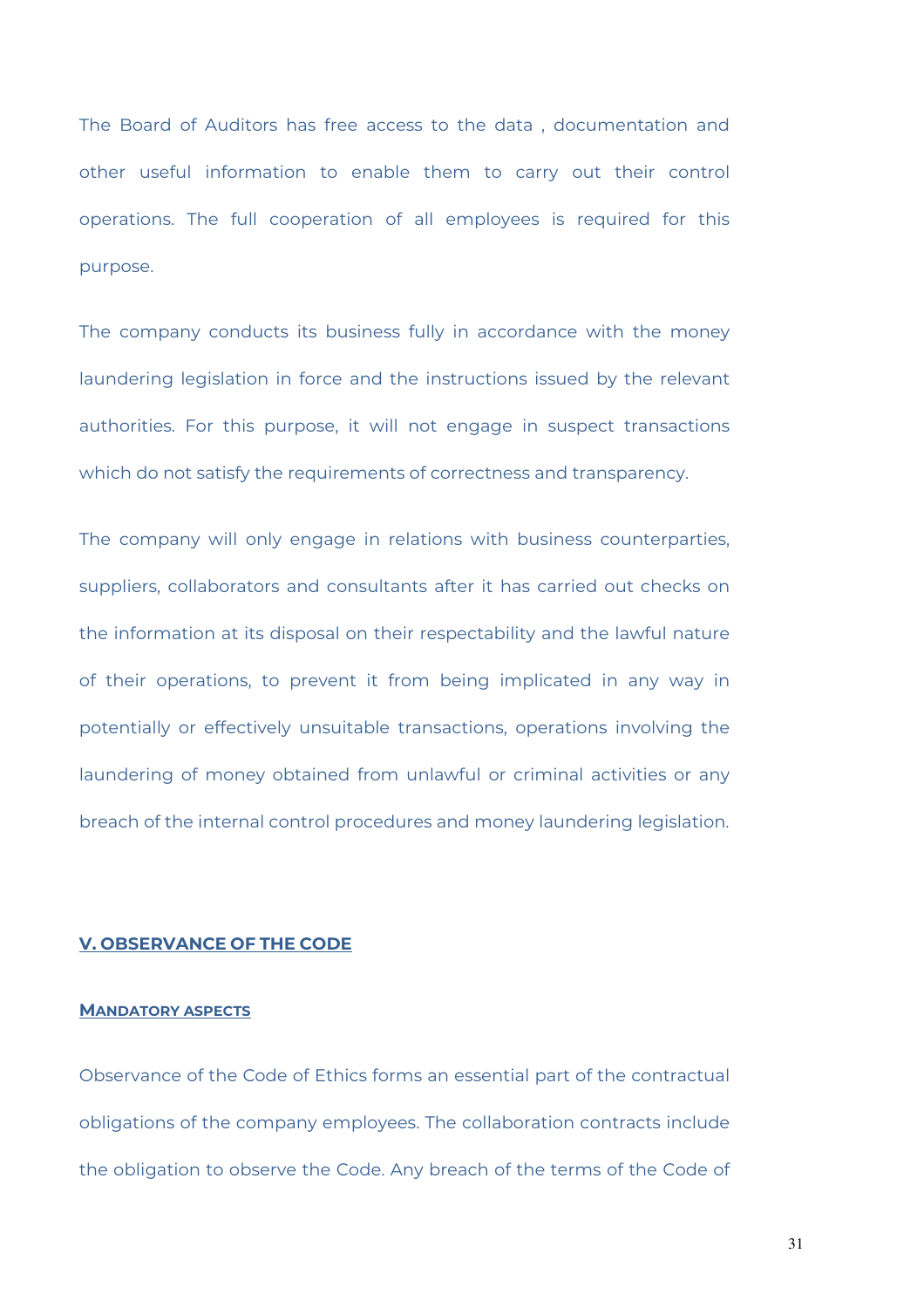The Board of Auditors has free access to the data , documentation and other useful information to enable them to carry out their control operations. The full cooperation of all employees is required for this purpose.

The company conducts its business fully in accordance with the money laundering legislation in force and the instructions issued by the relevant authorities. For this purpose, it will not engage in suspect transactions which do not satisfy the requirements of correctness and transparency.

The company will only engage in relations with business counterparties, suppliers, collaborators and consultants after it has carried out checks on the information at its disposal on their respectability and the lawful nature of their operations, to prevent it from being implicated in any way in potentially or effectively unsuitable transactions, operations involving the laundering of money obtained from unlawful or criminal activities or any breach of the internal control procedures and money laundering legislation.

## V. OBSERVANCE OF THE CODE

### MANDATORY ASPECTS

Observance of the Code of Ethics forms an essential part of the contractual obligations of the company employees. The collaboration contracts include the obligation to observe the Code. Any breach of the terms of the Code of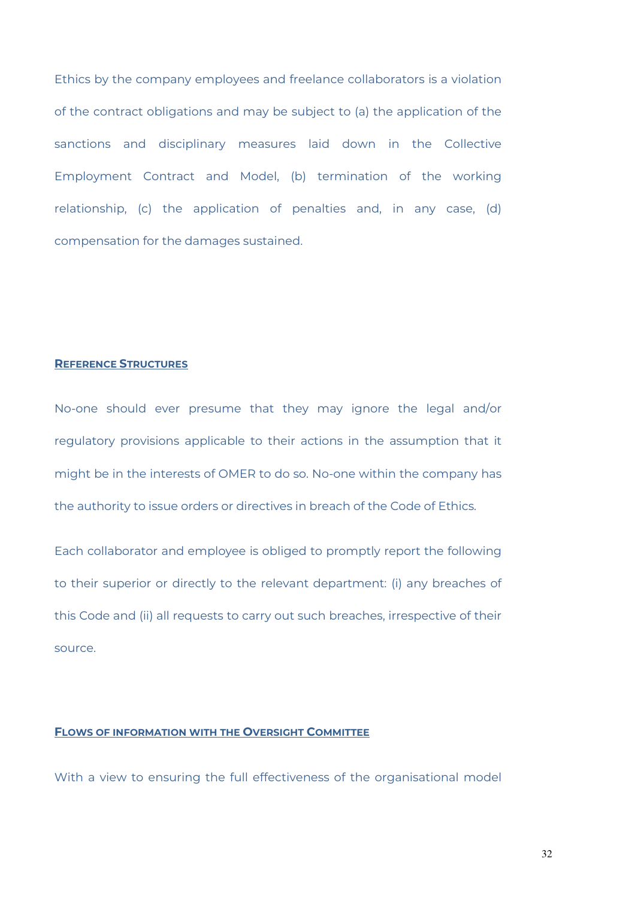Ethics by the company employees and freelance collaborators is a violation of the contract obligations and may be subject to (a) the application of the sanctions and disciplinary measures laid down in the Collective Employment Contract and Model, (b) termination of the working relationship, (c) the application of penalties and, in any case, (d) compensation for the damages sustained.

## Reference Structures

No-one should ever presume that they may ignore the legal and/or regulatory provisions applicable to their actions in the assumption that it might be in the interests of OMER to do so. No-one within the company has the authority to issue orders or directives in breach of the Code of Ethics.

Each collaborator and employee is obliged to promptly report the following to their superior or directly to the relevant department: (i) any breaches of this Code and (ii) all requests to carry out such breaches, irrespective of their source.

## Flows of Information with the Oversight Committee

With a view to ensuring the full effectiveness of the organisational model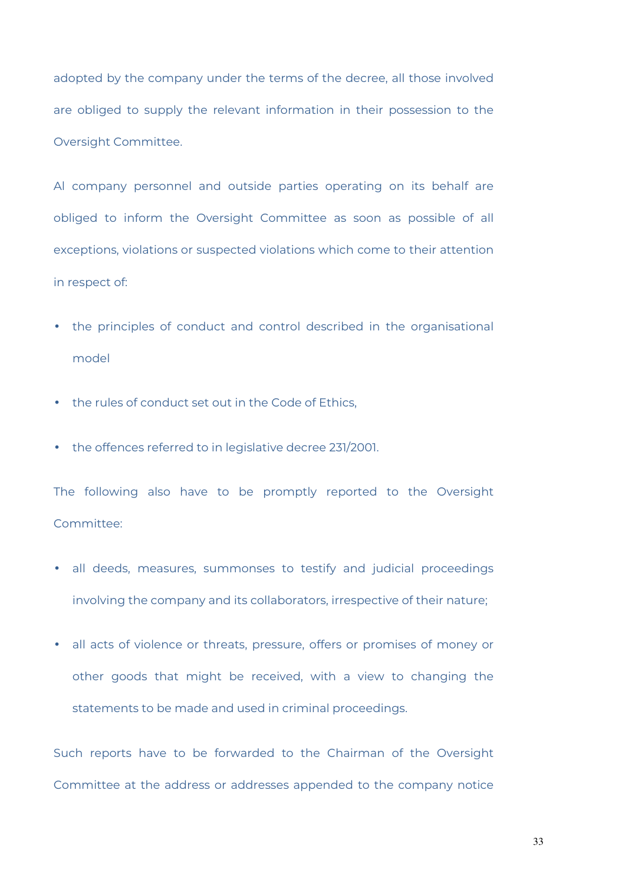adopted by the company under the terms of the decree, all those involved are obliged to supply the relevant information in their possession to the Oversight Committee.

Al company personnel and outside parties operating on its behalf are obliged to inform the Oversight Committee as soon as possible of all exceptions, violations or suspected violations which come to their attention in respect of:

- the principles of conduct and control described in the organisational model
- the rules of conduct set out in the Code of Ethics,
- the offences referred to in legislative decree 231/2001.

The following also have to be promptly reported to the Oversight Committee:

- all deeds, measures, summonses to testify and judicial proceedings involving the company and its collaborators, irrespective of their nature;
- all acts of violence or threats, pressure, offers or promises of money or other goods that might be received, with a view to changing the statements to be made and used in criminal proceedings.

Such reports have to be forwarded to the Chairman of the Oversight Committee at the address or addresses appended to the company notice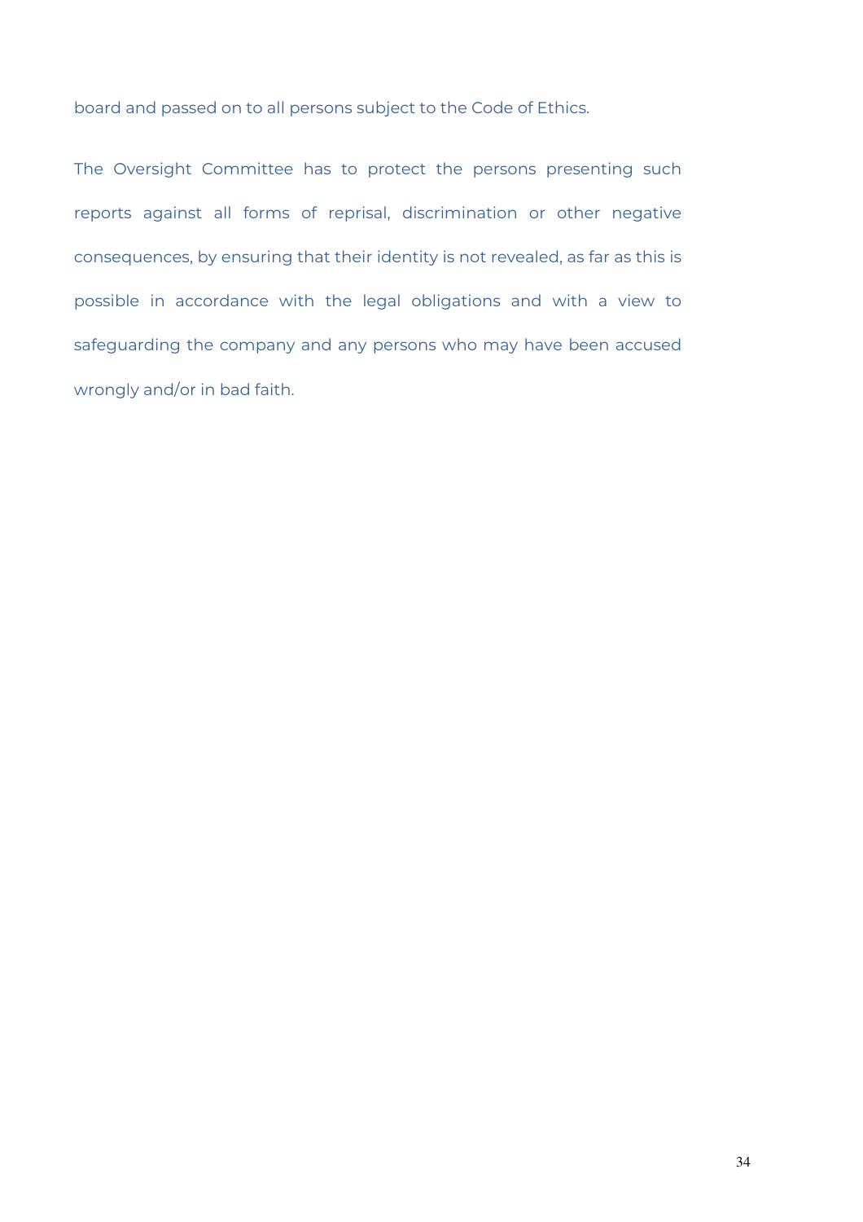board and passed on to all persons subject to the Code of Ethics.

The Oversight Committee has to protect the persons presenting such reports against all forms of reprisal, discrimination or other negative consequences, by ensuring that their identity is not revealed, as far as this is possible in accordance with the legal obligations and with a view to safeguarding the company and any persons who may have been accused wrongly and/or in bad faith.